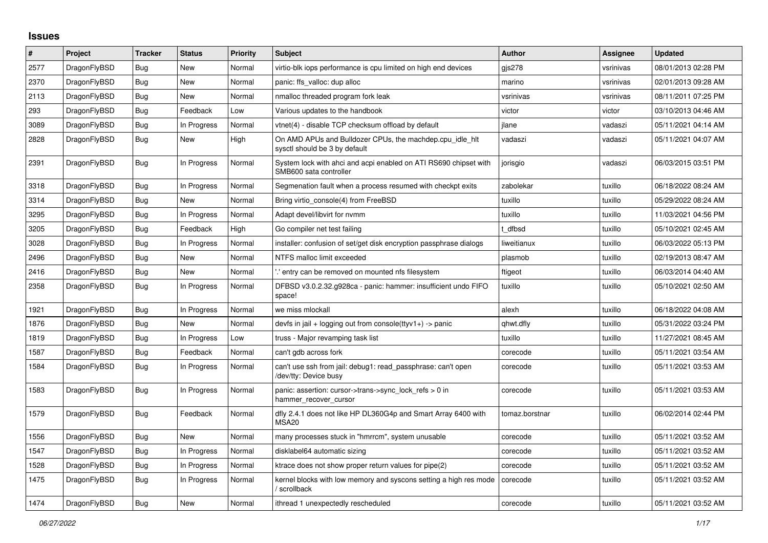# Issues

| # | Project | Tracker | Status | Priority | Subject | Author | Assignee | Updated |
|---|---|---|---|---|---|---|---|---|
| 2577 | DragonFlyBSD | Bug | New | Normal | virtio-blk iops performance is cpu limited on high end devices | gjs278 | vsrinivas | 08/01/2013 02:28 PM |
| 2370 | DragonFlyBSD | Bug | New | Normal | panic: ffs_valloc: dup alloc | marino | vsrinivas | 02/01/2013 09:28 AM |
| 2113 | DragonFlyBSD | Bug | New | Normal | nmalloc threaded program fork leak | vsrinivas | vsrinivas | 08/11/2011 07:25 PM |
| 293 | DragonFlyBSD | Bug | Feedback | Low | Various updates to the handbook | victor | victor | 03/10/2013 04:46 AM |
| 3089 | DragonFlyBSD | Bug | In Progress | Normal | vtnet(4) - disable TCP checksum offload by default | jlane | vadaszi | 05/11/2021 04:14 AM |
| 2828 | DragonFlyBSD | Bug | New | High | On AMD APUs and Bulldozer CPUs, the machdep.cpu_idle_hlt sysctl should be 3 by default | vadaszi | vadaszi | 05/11/2021 04:07 AM |
| 2391 | DragonFlyBSD | Bug | In Progress | Normal | System lock with ahci and acpi enabled on ATI RS690 chipset with SMB600 sata controller | jorisgio | vadaszi | 06/03/2015 03:51 PM |
| 3318 | DragonFlyBSD | Bug | In Progress | Normal | Segmenation fault when a process resumed with checkpt exits | zabolekar | tuxillo | 06/18/2022 08:24 AM |
| 3314 | DragonFlyBSD | Bug | New | Normal | Bring virtio_console(4) from FreeBSD | tuxillo | tuxillo | 05/29/2022 08:24 AM |
| 3295 | DragonFlyBSD | Bug | In Progress | Normal | Adapt devel/libvirt for nvmm | tuxillo | tuxillo | 11/03/2021 04:56 PM |
| 3205 | DragonFlyBSD | Bug | Feedback | High | Go compiler net test failing | t_dfbsd | tuxillo | 05/10/2021 02:45 AM |
| 3028 | DragonFlyBSD | Bug | In Progress | Normal | installer: confusion of set/get disk encryption passphrase dialogs | liweitianux | tuxillo | 06/03/2022 05:13 PM |
| 2496 | DragonFlyBSD | Bug | New | Normal | NTFS malloc limit exceeded | plasmob | tuxillo | 02/19/2013 08:47 AM |
| 2416 | DragonFlyBSD | Bug | New | Normal | '.' entry can be removed on mounted nfs filesystem | ftigeot | tuxillo | 06/03/2014 04:40 AM |
| 2358 | DragonFlyBSD | Bug | In Progress | Normal | DFBSD v3.0.2.32.g928ca - panic: hammer: insufficient undo FIFO space! | tuxillo | tuxillo | 05/10/2021 02:50 AM |
| 1921 | DragonFlyBSD | Bug | In Progress | Normal | we miss mlockall | alexh | tuxillo | 06/18/2022 04:08 AM |
| 1876 | DragonFlyBSD | Bug | New | Normal | devfs in jail + logging out from console(ttyv1+) -> panic | qhwt.dfly | tuxillo | 05/31/2022 03:24 PM |
| 1819 | DragonFlyBSD | Bug | In Progress | Low | truss - Major revamping task list | tuxillo | tuxillo | 11/27/2021 08:45 AM |
| 1587 | DragonFlyBSD | Bug | Feedback | Normal | can't gdb across fork | corecode | tuxillo | 05/11/2021 03:54 AM |
| 1584 | DragonFlyBSD | Bug | In Progress | Normal | can't use ssh from jail: debug1: read_passphrase: can't open /dev/tty: Device busy | corecode | tuxillo | 05/11/2021 03:53 AM |
| 1583 | DragonFlyBSD | Bug | In Progress | Normal | panic: assertion: cursor->trans->sync_lock_refs > 0 in hammer_recover_cursor | corecode | tuxillo | 05/11/2021 03:53 AM |
| 1579 | DragonFlyBSD | Bug | Feedback | Normal | dfly 2.4.1 does not like HP DL360G4p and Smart Array 6400 with MSA20 | tomaz.borstnar | tuxillo | 06/02/2014 02:44 PM |
| 1556 | DragonFlyBSD | Bug | New | Normal | many processes stuck in "hmrrcm", system unusable | corecode | tuxillo | 05/11/2021 03:52 AM |
| 1547 | DragonFlyBSD | Bug | In Progress | Normal | disklabel64 automatic sizing | corecode | tuxillo | 05/11/2021 03:52 AM |
| 1528 | DragonFlyBSD | Bug | In Progress | Normal | ktrace does not show proper return values for pipe(2) | corecode | tuxillo | 05/11/2021 03:52 AM |
| 1475 | DragonFlyBSD | Bug | In Progress | Normal | kernel blocks with low memory and syscons setting a high res mode / scrollback | corecode | tuxillo | 05/11/2021 03:52 AM |
| 1474 | DragonFlyBSD | Bug | New | Normal | ithread 1 unexpectedly rescheduled | corecode | tuxillo | 05/11/2021 03:52 AM |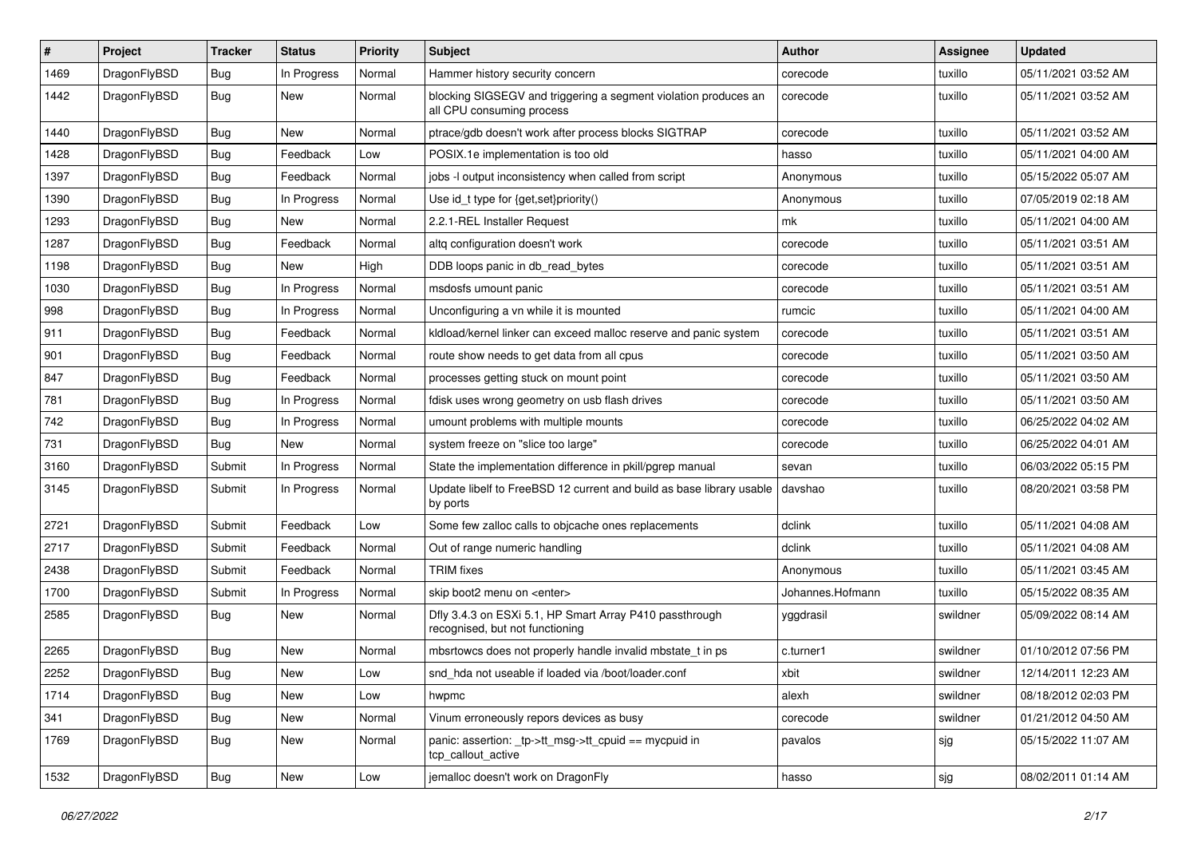| # | Project | Tracker | Status | Priority | Subject | Author | Assignee | Updated |
|---|---|---|---|---|---|---|---|---|
| 1469 | DragonFlyBSD | Bug | In Progress | Normal | Hammer history security concern | corecode | tuxillo | 05/11/2021 03:52 AM |
| 1442 | DragonFlyBSD | Bug | New | Normal | blocking SIGSEGV and triggering a segment violation produces an all CPU consuming process | corecode | tuxillo | 05/11/2021 03:52 AM |
| 1440 | DragonFlyBSD | Bug | New | Normal | ptrace/gdb doesn't work after process blocks SIGTRAP | corecode | tuxillo | 05/11/2021 03:52 AM |
| 1428 | DragonFlyBSD | Bug | Feedback | Low | POSIX.1e implementation is too old | hasso | tuxillo | 05/11/2021 04:00 AM |
| 1397 | DragonFlyBSD | Bug | Feedback | Normal | jobs -l output inconsistency when called from script | Anonymous | tuxillo | 05/15/2022 05:07 AM |
| 1390 | DragonFlyBSD | Bug | In Progress | Normal | Use id_t type for {get,set}priority() | Anonymous | tuxillo | 07/05/2019 02:18 AM |
| 1293 | DragonFlyBSD | Bug | New | Normal | 2.2.1-REL Installer Request | mk | tuxillo | 05/11/2021 04:00 AM |
| 1287 | DragonFlyBSD | Bug | Feedback | Normal | altq configuration doesn't work | corecode | tuxillo | 05/11/2021 03:51 AM |
| 1198 | DragonFlyBSD | Bug | New | High | DDB loops panic in db_read_bytes | corecode | tuxillo | 05/11/2021 03:51 AM |
| 1030 | DragonFlyBSD | Bug | In Progress | Normal | msdosfs umount panic | corecode | tuxillo | 05/11/2021 03:51 AM |
| 998 | DragonFlyBSD | Bug | In Progress | Normal | Unconfiguring a vn while it is mounted | rumcic | tuxillo | 05/11/2021 04:00 AM |
| 911 | DragonFlyBSD | Bug | Feedback | Normal | kldload/kernel linker can exceed malloc reserve and panic system | corecode | tuxillo | 05/11/2021 03:51 AM |
| 901 | DragonFlyBSD | Bug | Feedback | Normal | route show needs to get data from all cpus | corecode | tuxillo | 05/11/2021 03:50 AM |
| 847 | DragonFlyBSD | Bug | Feedback | Normal | processes getting stuck on mount point | corecode | tuxillo | 05/11/2021 03:50 AM |
| 781 | DragonFlyBSD | Bug | In Progress | Normal | fdisk uses wrong geometry on usb flash drives | corecode | tuxillo | 05/11/2021 03:50 AM |
| 742 | DragonFlyBSD | Bug | In Progress | Normal | umount problems with multiple mounts | corecode | tuxillo | 06/25/2022 04:02 AM |
| 731 | DragonFlyBSD | Bug | New | Normal | system freeze on "slice too large" | corecode | tuxillo | 06/25/2022 04:01 AM |
| 3160 | DragonFlyBSD | Submit | In Progress | Normal | State the implementation difference in pkill/pgrep manual | sevan | tuxillo | 06/03/2022 05:15 PM |
| 3145 | DragonFlyBSD | Submit | In Progress | Normal | Update libelf to FreeBSD 12 current and build as base library usable by ports | davshao | tuxillo | 08/20/2021 03:58 PM |
| 2721 | DragonFlyBSD | Submit | Feedback | Low | Some few zalloc calls to objcache ones replacements | dclink | tuxillo | 05/11/2021 04:08 AM |
| 2717 | DragonFlyBSD | Submit | Feedback | Normal | Out of range numeric handling | dclink | tuxillo | 05/11/2021 04:08 AM |
| 2438 | DragonFlyBSD | Submit | Feedback | Normal | TRIM fixes | Anonymous | tuxillo | 05/11/2021 03:45 AM |
| 1700 | DragonFlyBSD | Submit | In Progress | Normal | skip boot2 menu on <enter> | Johannes.Hofmann | tuxillo | 05/15/2022 08:35 AM |
| 2585 | DragonFlyBSD | Bug | New | Normal | Dfly 3.4.3 on ESXi 5.1, HP Smart Array P410 passthrough recognised, but not functioning | yggdrasil | swildner | 05/09/2022 08:14 AM |
| 2265 | DragonFlyBSD | Bug | New | Normal | mbsrtowcs does not properly handle invalid mbstate_t in ps | c.turner1 | swildner | 01/10/2012 07:56 PM |
| 2252 | DragonFlyBSD | Bug | New | Low | snd_hda not useable if loaded via /boot/loader.conf | xbit | swildner | 12/14/2011 12:23 AM |
| 1714 | DragonFlyBSD | Bug | New | Low | hwpmc | alexh | swildner | 08/18/2012 02:03 PM |
| 341 | DragonFlyBSD | Bug | New | Normal | Vinum erroneously repors devices as busy | corecode | swildner | 01/21/2012 04:50 AM |
| 1769 | DragonFlyBSD | Bug | New | Normal | panic: assertion: _tp->tt_msg->tt_cpuid == mycpuid in tcp_callout_active | pavalos | sjg | 05/15/2022 11:07 AM |
| 1532 | DragonFlyBSD | Bug | New | Low | jemalloc doesn't work on DragonFly | hasso | sjg | 08/02/2011 01:14 AM |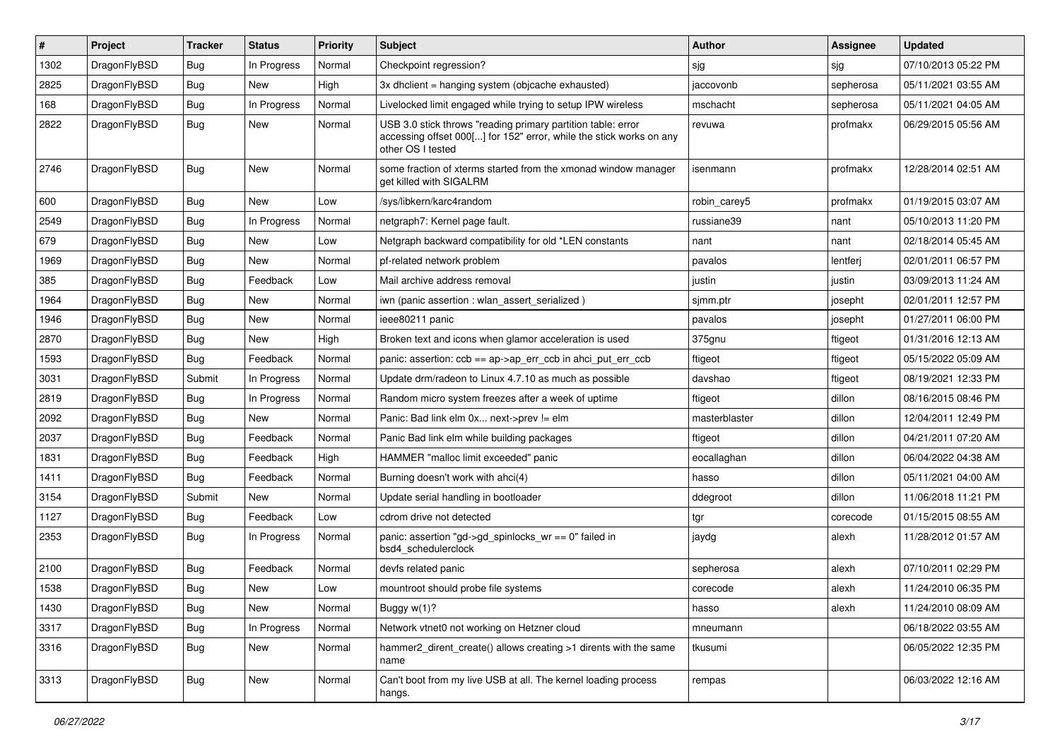| # | Project | Tracker | Status | Priority | Subject | Author | Assignee | Updated |
|---|---|---|---|---|---|---|---|---|
| 1302 | DragonFlyBSD | Bug | In Progress | Normal | Checkpoint regression? | sjg | sjg | 07/10/2013 05:22 PM |
| 2825 | DragonFlyBSD | Bug | New | High | 3x dhclient = hanging system (objcache exhausted) | jaccovonb | sepherosa | 05/11/2021 03:55 AM |
| 168 | DragonFlyBSD | Bug | In Progress | Normal | Livelocked limit engaged while trying to setup IPW wireless | mschacht | sepherosa | 05/11/2021 04:05 AM |
| 2822 | DragonFlyBSD | Bug | New | Normal | USB 3.0 stick throws "reading primary partition table: error accessing offset 000[...] for 152" error, while the stick works on any other OS I tested | revuwa | profmakx | 06/29/2015 05:56 AM |
| 2746 | DragonFlyBSD | Bug | New | Normal | some fraction of xterms started from the xmonad window manager get killed with SIGALRM | isenmann | profmakx | 12/28/2014 02:51 AM |
| 600 | DragonFlyBSD | Bug | New | Low | /sys/libkern/karc4random | robin_carey5 | profmakx | 01/19/2015 03:07 AM |
| 2549 | DragonFlyBSD | Bug | In Progress | Normal | netgraph7: Kernel page fault. | russiane39 | nant | 05/10/2013 11:20 PM |
| 679 | DragonFlyBSD | Bug | New | Low | Netgraph backward compatibility for old *LEN constants | nant | nant | 02/18/2014 05:45 AM |
| 1969 | DragonFlyBSD | Bug | New | Normal | pf-related network problem | pavalos | lentferj | 02/01/2011 06:57 PM |
| 385 | DragonFlyBSD | Bug | Feedback | Low | Mail archive address removal | justin | justin | 03/09/2013 11:24 AM |
| 1964 | DragonFlyBSD | Bug | New | Normal | iwn (panic assertion : wlan_assert_serialized ) | sjmm.ptr | josepht | 02/01/2011 12:57 PM |
| 1946 | DragonFlyBSD | Bug | New | Normal | ieee80211 panic | pavalos | josepht | 01/27/2011 06:00 PM |
| 2870 | DragonFlyBSD | Bug | New | High | Broken text and icons when glamor acceleration is used | 375gnu | ftigeot | 01/31/2016 12:13 AM |
| 1593 | DragonFlyBSD | Bug | Feedback | Normal | panic: assertion: ccb == ap->ap_err_ccb in ahci_put_err_ccb | ftigeot | ftigeot | 05/15/2022 05:09 AM |
| 3031 | DragonFlyBSD | Submit | In Progress | Normal | Update drm/radeon to Linux 4.7.10 as much as possible | davshao | ftigeot | 08/19/2021 12:33 PM |
| 2819 | DragonFlyBSD | Bug | In Progress | Normal | Random micro system freezes after a week of uptime | ftigeot | dillon | 08/16/2015 08:46 PM |
| 2092 | DragonFlyBSD | Bug | New | Normal | Panic: Bad link elm 0x... next->prev != elm | masterblaster | dillon | 12/04/2011 12:49 PM |
| 2037 | DragonFlyBSD | Bug | Feedback | Normal | Panic Bad link elm while building packages | ftigeot | dillon | 04/21/2011 07:20 AM |
| 1831 | DragonFlyBSD | Bug | Feedback | High | HAMMER "malloc limit exceeded" panic | eocallaghan | dillon | 06/04/2022 04:38 AM |
| 1411 | DragonFlyBSD | Bug | Feedback | Normal | Burning doesn't work with ahci(4) | hasso | dillon | 05/11/2021 04:00 AM |
| 3154 | DragonFlyBSD | Submit | New | Normal | Update serial handling in bootloader | ddegroot | dillon | 11/06/2018 11:21 PM |
| 1127 | DragonFlyBSD | Bug | Feedback | Low | cdrom drive not detected | tgr | corecode | 01/15/2015 08:55 AM |
| 2353 | DragonFlyBSD | Bug | In Progress | Normal | panic: assertion "gd->gd_spinlocks_wr == 0" failed in bsd4_schedulerclock | jaydg | alexh | 11/28/2012 01:57 AM |
| 2100 | DragonFlyBSD | Bug | Feedback | Normal | devfs related panic | sepherosa | alexh | 07/10/2011 02:29 PM |
| 1538 | DragonFlyBSD | Bug | New | Low | mountroot should probe file systems | corecode | alexh | 11/24/2010 06:35 PM |
| 1430 | DragonFlyBSD | Bug | New | Normal | Buggy w(1)? | hasso | alexh | 11/24/2010 08:09 AM |
| 3317 | DragonFlyBSD | Bug | In Progress | Normal | Network vtnet0 not working on Hetzner cloud | mneumann | | 06/18/2022 03:55 AM |
| 3316 | DragonFlyBSD | Bug | New | Normal | hammer2_dirent_create() allows creating >1 dirents with the same name | tkusumi | | 06/05/2022 12:35 PM |
| 3313 | DragonFlyBSD | Bug | New | Normal | Can't boot from my live USB at all. The kernel loading process hangs. | rempas | | 06/03/2022 12:16 AM |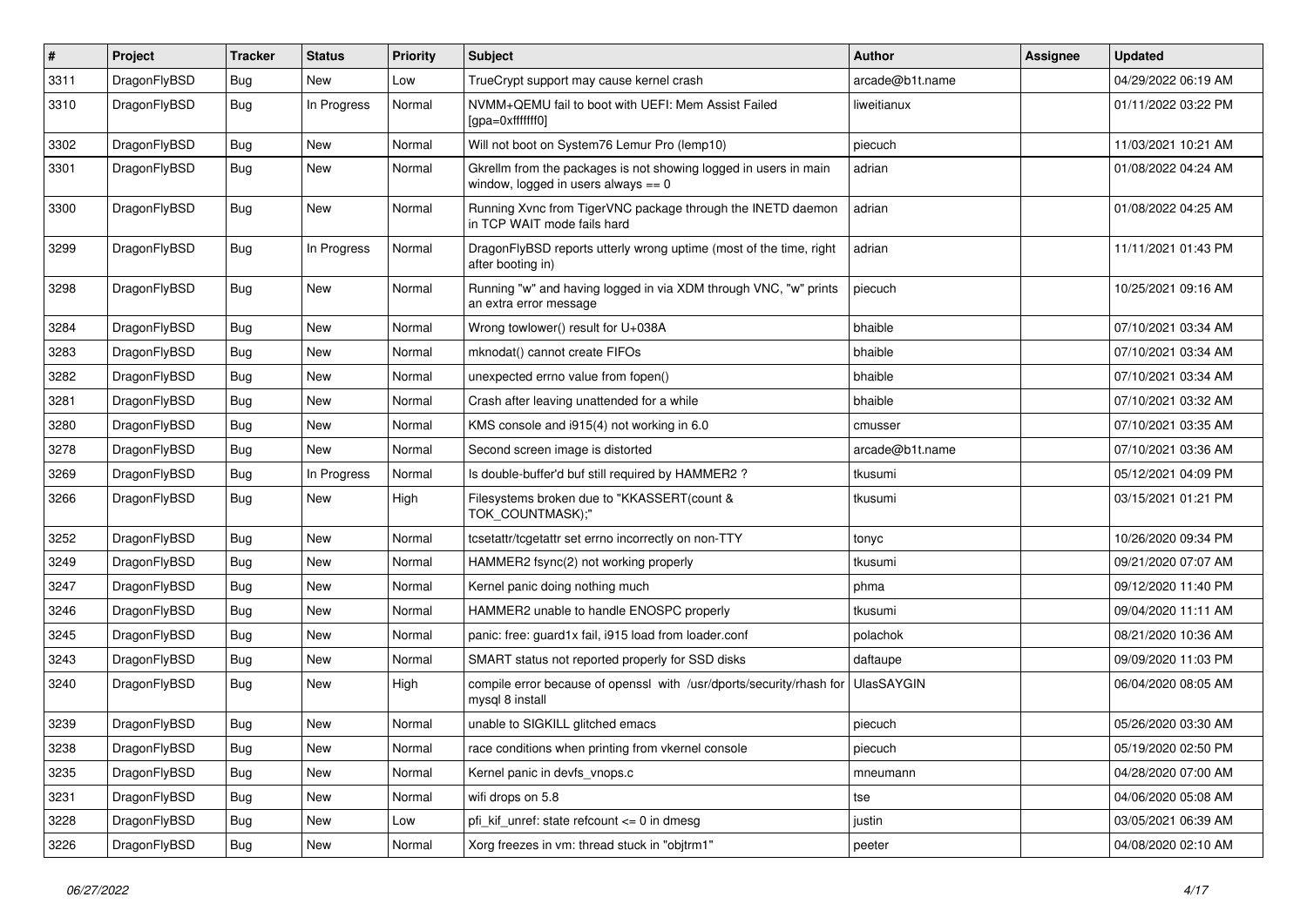| # | Project | Tracker | Status | Priority | Subject | Author | Assignee | Updated |
|---|---|---|---|---|---|---|---|---|
| 3311 | DragonFlyBSD | Bug | New | Low | TrueCrypt support may cause kernel crash | arcade@b1t.name | | 04/29/2022 06:19 AM |
| 3310 | DragonFlyBSD | Bug | In Progress | Normal | NVMM+QEMU fail to boot with UEFI: Mem Assist Failed [gpa=0xfffffff0] | liweitianux | | 01/11/2022 03:22 PM |
| 3302 | DragonFlyBSD | Bug | New | Normal | Will not boot on System76 Lemur Pro (lemp10) | piecuch | | 11/03/2021 10:21 AM |
| 3301 | DragonFlyBSD | Bug | New | Normal | Gkrellm from the packages is not showing logged in users in main window, logged in users always == 0 | adrian | | 01/08/2022 04:24 AM |
| 3300 | DragonFlyBSD | Bug | New | Normal | Running Xvnc from TigerVNC package through the INETD daemon in TCP WAIT mode fails hard | adrian | | 01/08/2022 04:25 AM |
| 3299 | DragonFlyBSD | Bug | In Progress | Normal | DragonFlyBSD reports utterly wrong uptime (most of the time, right after booting in) | adrian | | 11/11/2021 01:43 PM |
| 3298 | DragonFlyBSD | Bug | New | Normal | Running "w" and having logged in via XDM through VNC, "w" prints an extra error message | piecuch | | 10/25/2021 09:16 AM |
| 3284 | DragonFlyBSD | Bug | New | Normal | Wrong towlower() result for U+038A | bhaible | | 07/10/2021 03:34 AM |
| 3283 | DragonFlyBSD | Bug | New | Normal | mknodat() cannot create FIFOs | bhaible | | 07/10/2021 03:34 AM |
| 3282 | DragonFlyBSD | Bug | New | Normal | unexpected errno value from fopen() | bhaible | | 07/10/2021 03:34 AM |
| 3281 | DragonFlyBSD | Bug | New | Normal | Crash after leaving unattended for a while | bhaible | | 07/10/2021 03:32 AM |
| 3280 | DragonFlyBSD | Bug | New | Normal | KMS console and i915(4) not working in 6.0 | cmusser | | 07/10/2021 03:35 AM |
| 3278 | DragonFlyBSD | Bug | New | Normal | Second screen image is distorted | arcade@b1t.name | | 07/10/2021 03:36 AM |
| 3269 | DragonFlyBSD | Bug | In Progress | Normal | Is double-buffer'd buf still required by HAMMER2 ? | tkusumi | | 05/12/2021 04:09 PM |
| 3266 | DragonFlyBSD | Bug | New | High | Filesystems broken due to "KKASSERT(count & TOK_COUNTMASK);" | tkusumi | | 03/15/2021 01:21 PM |
| 3252 | DragonFlyBSD | Bug | New | Normal | tcsetattr/tcgetattr set errno incorrectly on non-TTY | tonyc | | 10/26/2020 09:34 PM |
| 3249 | DragonFlyBSD | Bug | New | Normal | HAMMER2 fsync(2) not working properly | tkusumi | | 09/21/2020 07:07 AM |
| 3247 | DragonFlyBSD | Bug | New | Normal | Kernel panic doing nothing much | phma | | 09/12/2020 11:40 PM |
| 3246 | DragonFlyBSD | Bug | New | Normal | HAMMER2 unable to handle ENOSPC properly | tkusumi | | 09/04/2020 11:11 AM |
| 3245 | DragonFlyBSD | Bug | New | Normal | panic: free: guard1x fail, i915 load from loader.conf | polachok | | 08/21/2020 10:36 AM |
| 3243 | DragonFlyBSD | Bug | New | Normal | SMART status not reported properly for SSD disks | daftaupe | | 09/09/2020 11:03 PM |
| 3240 | DragonFlyBSD | Bug | New | High | compile error because of openssl with /usr/dports/security/rhash for mysql 8 install | UlasSAYGIN | | 06/04/2020 08:05 AM |
| 3239 | DragonFlyBSD | Bug | New | Normal | unable to SIGKILL glitched emacs | piecuch | | 05/26/2020 03:30 AM |
| 3238 | DragonFlyBSD | Bug | New | Normal | race conditions when printing from vkernel console | piecuch | | 05/19/2020 02:50 PM |
| 3235 | DragonFlyBSD | Bug | New | Normal | Kernel panic in devfs_vnops.c | mneumann | | 04/28/2020 07:00 AM |
| 3231 | DragonFlyBSD | Bug | New | Normal | wifi drops on 5.8 | tse | | 04/06/2020 05:08 AM |
| 3228 | DragonFlyBSD | Bug | New | Low | pfi_kif_unref: state refcount <= 0 in dmesg | justin | | 03/05/2021 06:39 AM |
| 3226 | DragonFlyBSD | Bug | New | Normal | Xorg freezes in vm: thread stuck in "objtrm1" | peeter | | 04/08/2020 02:10 AM |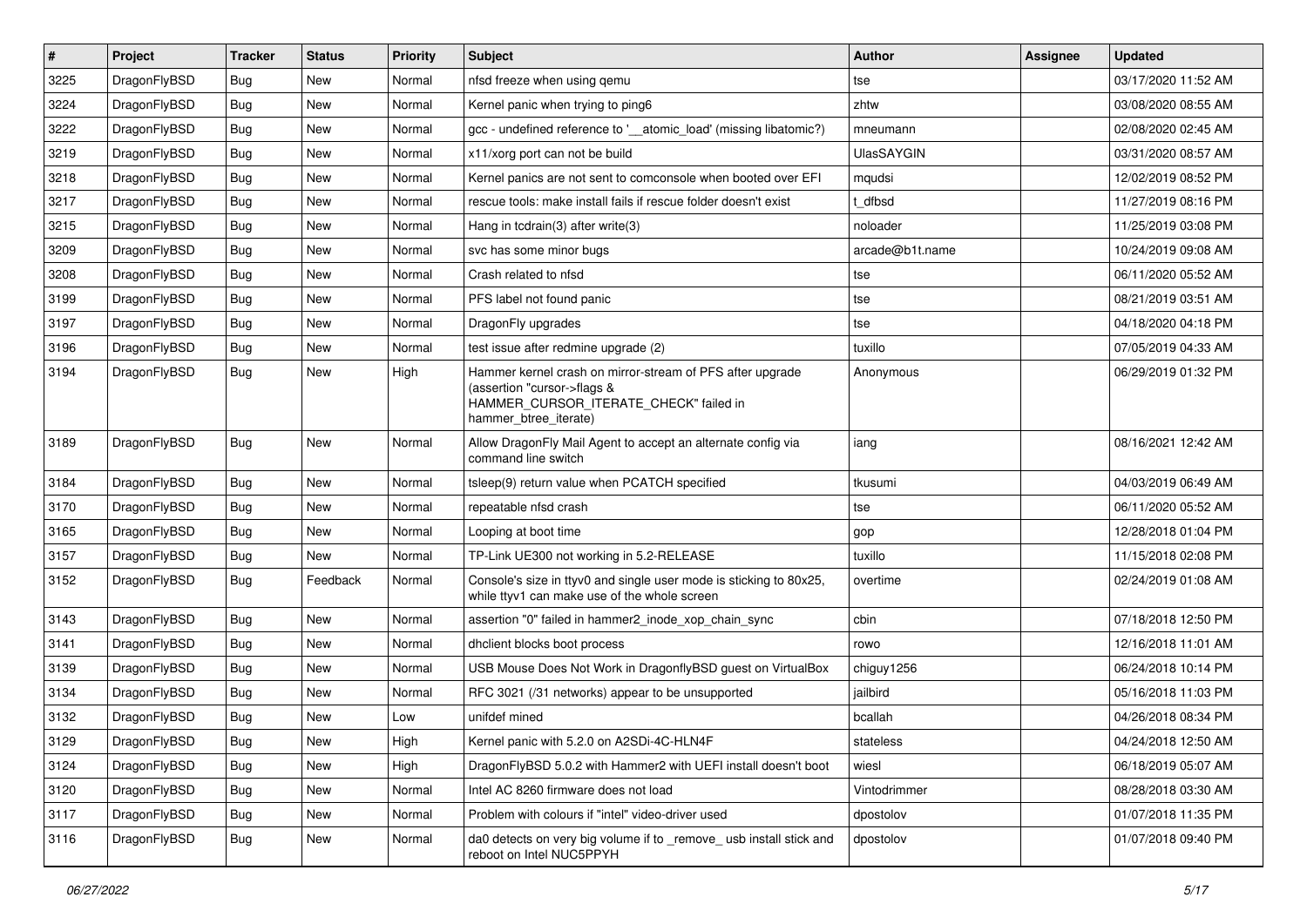| # | Project | Tracker | Status | Priority | Subject | Author | Assignee | Updated |
|---|---|---|---|---|---|---|---|---|
| 3225 | DragonFlyBSD | Bug | New | Normal | nfsd freeze when using qemu | tse | | 03/17/2020 11:52 AM |
| 3224 | DragonFlyBSD | Bug | New | Normal | Kernel panic when trying to ping6 | zhtw | | 03/08/2020 08:55 AM |
| 3222 | DragonFlyBSD | Bug | New | Normal | gcc - undefined reference to '__atomic_load' (missing libatomic?) | mneumann | | 02/08/2020 02:45 AM |
| 3219 | DragonFlyBSD | Bug | New | Normal | x11/xorg port can not be build | UlasSAYGIN | | 03/31/2020 08:57 AM |
| 3218 | DragonFlyBSD | Bug | New | Normal | Kernel panics are not sent to comconsole when booted over EFI | mqudsi | | 12/02/2019 08:52 PM |
| 3217 | DragonFlyBSD | Bug | New | Normal | rescue tools: make install fails if rescue folder doesn't exist | t_dfbsd | | 11/27/2019 08:16 PM |
| 3215 | DragonFlyBSD | Bug | New | Normal | Hang in tcdrain(3) after write(3) | noloader | | 11/25/2019 03:08 PM |
| 3209 | DragonFlyBSD | Bug | New | Normal | svc has some minor bugs | arcade@b1t.name | | 10/24/2019 09:08 AM |
| 3208 | DragonFlyBSD | Bug | New | Normal | Crash related to nfsd | tse | | 06/11/2020 05:52 AM |
| 3199 | DragonFlyBSD | Bug | New | Normal | PFS label not found panic | tse | | 08/21/2019 03:51 AM |
| 3197 | DragonFlyBSD | Bug | New | Normal | DragonFly upgrades | tse | | 04/18/2020 04:18 PM |
| 3196 | DragonFlyBSD | Bug | New | Normal | test issue after redmine upgrade (2) | tuxillo | | 07/05/2019 04:33 AM |
| 3194 | DragonFlyBSD | Bug | New | High | Hammer kernel crash on mirror-stream of PFS after upgrade (assertion "cursor->flags & HAMMER_CURSOR_ITERATE_CHECK" failed in hammer_btree_iterate) | Anonymous | | 06/29/2019 01:32 PM |
| 3189 | DragonFlyBSD | Bug | New | Normal | Allow DragonFly Mail Agent to accept an alternate config via command line switch | iang | | 08/16/2021 12:42 AM |
| 3184 | DragonFlyBSD | Bug | New | Normal | tsleep(9) return value when PCATCH specified | tkusumi | | 04/03/2019 06:49 AM |
| 3170 | DragonFlyBSD | Bug | New | Normal | repeatable nfsd crash | tse | | 06/11/2020 05:52 AM |
| 3165 | DragonFlyBSD | Bug | New | Normal | Looping at boot time | gop | | 12/28/2018 01:04 PM |
| 3157 | DragonFlyBSD | Bug | New | Normal | TP-Link UE300 not working in 5.2-RELEASE | tuxillo | | 11/15/2018 02:08 PM |
| 3152 | DragonFlyBSD | Bug | Feedback | Normal | Console's size in ttyv0 and single user mode is sticking to 80x25, while ttyv1 can make use of the whole screen | overtime | | 02/24/2019 01:08 AM |
| 3143 | DragonFlyBSD | Bug | New | Normal | assertion "0" failed in hammer2_inode_xop_chain_sync | cbin | | 07/18/2018 12:50 PM |
| 3141 | DragonFlyBSD | Bug | New | Normal | dhclient blocks boot process | rowo | | 12/16/2018 11:01 AM |
| 3139 | DragonFlyBSD | Bug | New | Normal | USB Mouse Does Not Work in DragonflyBSD guest on VirtualBox | chiguy1256 | | 06/24/2018 10:14 PM |
| 3134 | DragonFlyBSD | Bug | New | Normal | RFC 3021 (/31 networks) appear to be unsupported | jailbird | | 05/16/2018 11:03 PM |
| 3132 | DragonFlyBSD | Bug | New | Low | unifdef mined | bcallah | | 04/26/2018 08:34 PM |
| 3129 | DragonFlyBSD | Bug | New | High | Kernel panic with 5.2.0 on A2SDi-4C-HLN4F | stateless | | 04/24/2018 12:50 AM |
| 3124 | DragonFlyBSD | Bug | New | High | DragonFlyBSD 5.0.2 with Hammer2 with UEFI install doesn't boot | wiesl | | 06/18/2019 05:07 AM |
| 3120 | DragonFlyBSD | Bug | New | Normal | Intel AC 8260 firmware does not load | Vintodrimmer | | 08/28/2018 03:30 AM |
| 3117 | DragonFlyBSD | Bug | New | Normal | Problem with colours if "intel" video-driver used | dpostolov | | 01/07/2018 11:35 PM |
| 3116 | DragonFlyBSD | Bug | New | Normal | da0 detects on very big volume if to _remove_ usb install stick and reboot on Intel NUC5PPYH | dpostolov | | 01/07/2018 09:40 PM |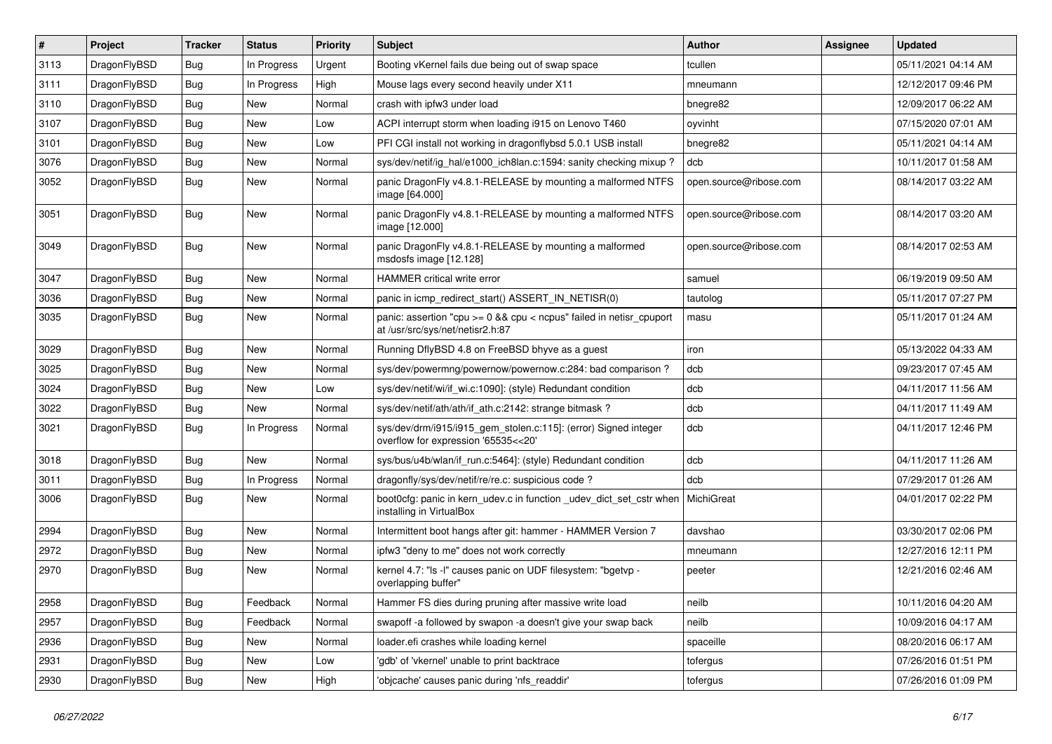| # | Project | Tracker | Status | Priority | Subject | Author | Assignee | Updated |
|---|---|---|---|---|---|---|---|---|
| 3113 | DragonFlyBSD | Bug | In Progress | Urgent | Booting vKernel fails due being out of swap space | tcullen | | 05/11/2021 04:14 AM |
| 3111 | DragonFlyBSD | Bug | In Progress | High | Mouse lags every second heavily under X11 | mneumann | | 12/12/2017 09:46 PM |
| 3110 | DragonFlyBSD | Bug | New | Normal | crash with ipfw3 under load | bnegre82 | | 12/09/2017 06:22 AM |
| 3107 | DragonFlyBSD | Bug | New | Low | ACPI interrupt storm when loading i915 on Lenovo T460 | oyvinht | | 07/15/2020 07:01 AM |
| 3101 | DragonFlyBSD | Bug | New | Low | PFI CGI install not working in dragonflybsd 5.0.1 USB install | bnegre82 | | 05/11/2021 04:14 AM |
| 3076 | DragonFlyBSD | Bug | New | Normal | sys/dev/netif/ig_hal/e1000_ich8lan.c:1594: sanity checking mixup ? | dcb | | 10/11/2017 01:58 AM |
| 3052 | DragonFlyBSD | Bug | New | Normal | panic DragonFly v4.8.1-RELEASE by mounting a malformed NTFS image [64.000] | open.source@ribose.com | | 08/14/2017 03:22 AM |
| 3051 | DragonFlyBSD | Bug | New | Normal | panic DragonFly v4.8.1-RELEASE by mounting a malformed NTFS image [12.000] | open.source@ribose.com | | 08/14/2017 03:20 AM |
| 3049 | DragonFlyBSD | Bug | New | Normal | panic DragonFly v4.8.1-RELEASE by mounting a malformed msdosfs image [12.128] | open.source@ribose.com | | 08/14/2017 02:53 AM |
| 3047 | DragonFlyBSD | Bug | New | Normal | HAMMER critical write error | samuel | | 06/19/2019 09:50 AM |
| 3036 | DragonFlyBSD | Bug | New | Normal | panic in icmp_redirect_start() ASSERT_IN_NETISR(0) | tautolog | | 05/11/2017 07:27 PM |
| 3035 | DragonFlyBSD | Bug | New | Normal | panic: assertion "cpu >= 0 && cpu < ncpus" failed in netisr_cpuport at /usr/src/sys/net/netisr2.h:87 | masu | | 05/11/2017 01:24 AM |
| 3029 | DragonFlyBSD | Bug | New | Normal | Running DflyBSD 4.8 on FreeBSD bhyve as a guest | iron | | 05/13/2022 04:33 AM |
| 3025 | DragonFlyBSD | Bug | New | Normal | sys/dev/powermng/powernow/powernow.c:284: bad comparison ? | dcb | | 09/23/2017 07:45 AM |
| 3024 | DragonFlyBSD | Bug | New | Low | sys/dev/netif/wi/if_wi.c:1090]: (style) Redundant condition | dcb | | 04/11/2017 11:56 AM |
| 3022 | DragonFlyBSD | Bug | New | Normal | sys/dev/netif/ath/ath/if_ath.c:2142: strange bitmask ? | dcb | | 04/11/2017 11:49 AM |
| 3021 | DragonFlyBSD | Bug | In Progress | Normal | sys/dev/drm/i915/i915_gem_stolen.c:115]: (error) Signed integer overflow for expression '65535<<20' | dcb | | 04/11/2017 12:46 PM |
| 3018 | DragonFlyBSD | Bug | New | Normal | sys/bus/u4b/wlan/if_run.c:5464]: (style) Redundant condition | dcb | | 04/11/2017 11:26 AM |
| 3011 | DragonFlyBSD | Bug | In Progress | Normal | dragonfly/sys/dev/netif/re/re.c: suspicious code ? | dcb | | 07/29/2017 01:26 AM |
| 3006 | DragonFlyBSD | Bug | New | Normal | boot0cfg: panic in kern_udev.c in function _udev_dict_set_cstr when installing in VirtualBox | MichiGreat | | 04/01/2017 02:22 PM |
| 2994 | DragonFlyBSD | Bug | New | Normal | Intermittent boot hangs after git: hammer - HAMMER Version 7 | davshao | | 03/30/2017 02:06 PM |
| 2972 | DragonFlyBSD | Bug | New | Normal | ipfw3 "deny to me" does not work correctly | mneumann | | 12/27/2016 12:11 PM |
| 2970 | DragonFlyBSD | Bug | New | Normal | kernel 4.7: "ls -l" causes panic on UDF filesystem: "bgetvp - overlapping buffer" | peeter | | 12/21/2016 02:46 AM |
| 2958 | DragonFlyBSD | Bug | Feedback | Normal | Hammer FS dies during pruning after massive write load | neilb | | 10/11/2016 04:20 AM |
| 2957 | DragonFlyBSD | Bug | Feedback | Normal | swapoff -a followed by swapon -a doesn't give your swap back | neilb | | 10/09/2016 04:17 AM |
| 2936 | DragonFlyBSD | Bug | New | Normal | loader.efi crashes while loading kernel | spaceille | | 08/20/2016 06:17 AM |
| 2931 | DragonFlyBSD | Bug | New | Low | 'gdb' of 'vkernel' unable to print backtrace | tofergus | | 07/26/2016 01:51 PM |
| 2930 | DragonFlyBSD | Bug | New | High | 'objcache' causes panic during 'nfs_readdir' | tofergus | | 07/26/2016 01:09 PM |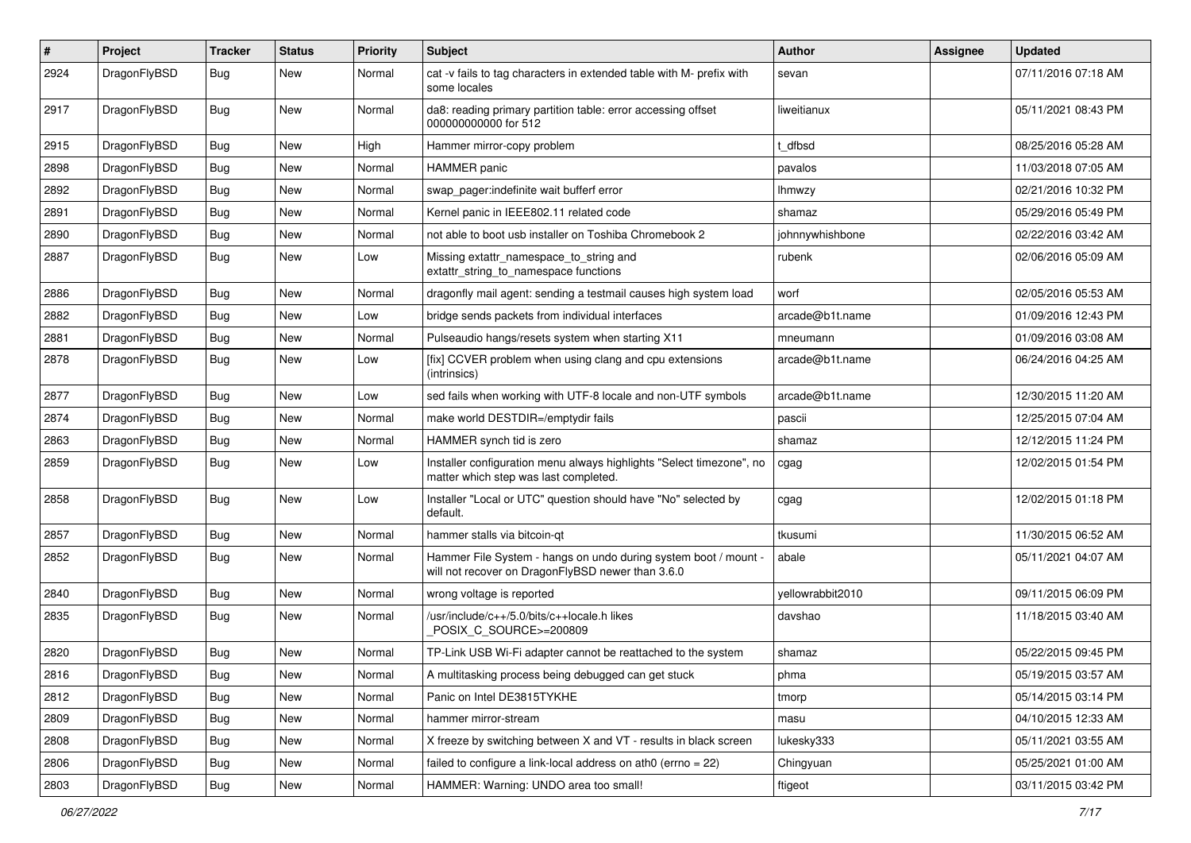| # | Project | Tracker | Status | Priority | Subject | Author | Assignee | Updated |
|---|---|---|---|---|---|---|---|---|
| 2924 | DragonFlyBSD | Bug | New | Normal | cat -v fails to tag characters in extended table with M- prefix with some locales | sevan | | 07/11/2016 07:18 AM |
| 2917 | DragonFlyBSD | Bug | New | Normal | da8: reading primary partition table: error accessing offset 000000000000 for 512 | liweitianux | | 05/11/2021 08:43 PM |
| 2915 | DragonFlyBSD | Bug | New | High | Hammer mirror-copy problem | t_dfbsd | | 08/25/2016 05:28 AM |
| 2898 | DragonFlyBSD | Bug | New | Normal | HAMMER panic | pavalos | | 11/03/2018 07:05 AM |
| 2892 | DragonFlyBSD | Bug | New | Normal | swap_pager:indefinite wait bufferf error | lhmwzy | | 02/21/2016 10:32 PM |
| 2891 | DragonFlyBSD | Bug | New | Normal | Kernel panic in IEEE802.11 related code | shamaz | | 05/29/2016 05:49 PM |
| 2890 | DragonFlyBSD | Bug | New | Normal | not able to boot usb installer on Toshiba Chromebook 2 | johnnywhishbone | | 02/22/2016 03:42 AM |
| 2887 | DragonFlyBSD | Bug | New | Low | Missing extattr_namespace_to_string and extattr_string_to_namespace functions | rubenk | | 02/06/2016 05:09 AM |
| 2886 | DragonFlyBSD | Bug | New | Normal | dragonfly mail agent: sending a testmail causes high system load | worf | | 02/05/2016 05:53 AM |
| 2882 | DragonFlyBSD | Bug | New | Low | bridge sends packets from individual interfaces | arcade@b1t.name | | 01/09/2016 12:43 PM |
| 2881 | DragonFlyBSD | Bug | New | Normal | Pulseaudio hangs/resets system when starting X11 | mneumann | | 01/09/2016 03:08 AM |
| 2878 | DragonFlyBSD | Bug | New | Low | [fix] CCVER problem when using clang and cpu extensions (intrinsics) | arcade@b1t.name | | 06/24/2016 04:25 AM |
| 2877 | DragonFlyBSD | Bug | New | Low | sed fails when working with UTF-8 locale and non-UTF symbols | arcade@b1t.name | | 12/30/2015 11:20 AM |
| 2874 | DragonFlyBSD | Bug | New | Normal | make world DESTDIR=/emptydir fails | pascii | | 12/25/2015 07:04 AM |
| 2863 | DragonFlyBSD | Bug | New | Normal | HAMMER synch tid is zero | shamaz | | 12/12/2015 11:24 PM |
| 2859 | DragonFlyBSD | Bug | New | Low | Installer configuration menu always highlights "Select timezone", no matter which step was last completed. | cgag | | 12/02/2015 01:54 PM |
| 2858 | DragonFlyBSD | Bug | New | Low | Installer "Local or UTC" question should have "No" selected by default. | cgag | | 12/02/2015 01:18 PM |
| 2857 | DragonFlyBSD | Bug | New | Normal | hammer stalls via bitcoin-qt | tkusumi | | 11/30/2015 06:52 AM |
| 2852 | DragonFlyBSD | Bug | New | Normal | Hammer File System - hangs on undo during system boot / mount - will not recover on DragonFlyBSD newer than 3.6.0 | abale | | 05/11/2021 04:07 AM |
| 2840 | DragonFlyBSD | Bug | New | Normal | wrong voltage is reported | yellowrabbit2010 | | 09/11/2015 06:09 PM |
| 2835 | DragonFlyBSD | Bug | New | Normal | /usr/include/c++/5.0/bits/c++locale.h likes _POSIX_C_SOURCE>=200809 | davshao | | 11/18/2015 03:40 AM |
| 2820 | DragonFlyBSD | Bug | New | Normal | TP-Link USB Wi-Fi adapter cannot be reattached to the system | shamaz | | 05/22/2015 09:45 PM |
| 2816 | DragonFlyBSD | Bug | New | Normal | A multitasking process being debugged can get stuck | phma | | 05/19/2015 03:57 AM |
| 2812 | DragonFlyBSD | Bug | New | Normal | Panic on Intel DE3815TYKHE | tmorp | | 05/14/2015 03:14 PM |
| 2809 | DragonFlyBSD | Bug | New | Normal | hammer mirror-stream | masu | | 04/10/2015 12:33 AM |
| 2808 | DragonFlyBSD | Bug | New | Normal | X freeze by switching between X and VT - results in black screen | lukesky333 | | 05/11/2021 03:55 AM |
| 2806 | DragonFlyBSD | Bug | New | Normal | failed to configure a link-local address on ath0 (errno = 22) | Chingyuan | | 05/25/2021 01:00 AM |
| 2803 | DragonFlyBSD | Bug | New | Normal | HAMMER: Warning: UNDO area too small! | ftigeot | | 03/11/2015 03:42 PM |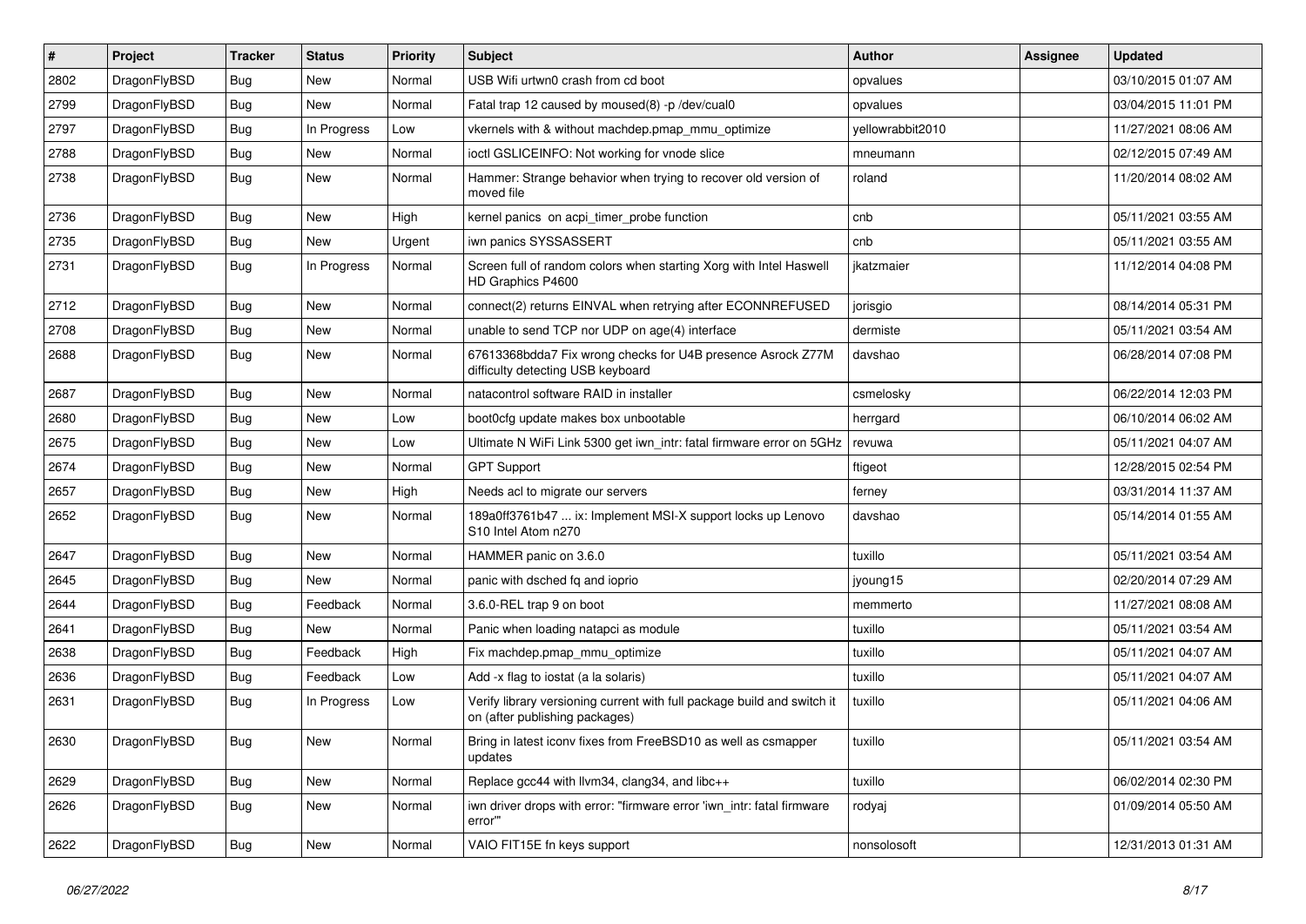| # | Project | Tracker | Status | Priority | Subject | Author | Assignee | Updated |
|---|---|---|---|---|---|---|---|---|
| 2802 | DragonFlyBSD | Bug | New | Normal | USB Wifi urtwn0 crash from cd boot | opvalues | | 03/10/2015 01:07 AM |
| 2799 | DragonFlyBSD | Bug | New | Normal | Fatal trap 12 caused by moused(8) -p /dev/cual0 | opvalues | | 03/04/2015 11:01 PM |
| 2797 | DragonFlyBSD | Bug | In Progress | Low | vkernels with & without machdep.pmap_mmu_optimize | yellowrabbit2010 | | 11/27/2021 08:06 AM |
| 2788 | DragonFlyBSD | Bug | New | Normal | ioctl GSLICEINFO: Not working for vnode slice | mneumann | | 02/12/2015 07:49 AM |
| 2738 | DragonFlyBSD | Bug | New | Normal | Hammer: Strange behavior when trying to recover old version of moved file | roland | | 11/20/2014 08:02 AM |
| 2736 | DragonFlyBSD | Bug | New | High | kernel panics on acpi_timer_probe function | cnb | | 05/11/2021 03:55 AM |
| 2735 | DragonFlyBSD | Bug | New | Urgent | iwn panics SYSSASSERT | cnb | | 05/11/2021 03:55 AM |
| 2731 | DragonFlyBSD | Bug | In Progress | Normal | Screen full of random colors when starting Xorg with Intel Haswell HD Graphics P4600 | jkatzmaier | | 11/12/2014 04:08 PM |
| 2712 | DragonFlyBSD | Bug | New | Normal | connect(2) returns EINVAL when retrying after ECONNREFUSED | jorisgio | | 08/14/2014 05:31 PM |
| 2708 | DragonFlyBSD | Bug | New | Normal | unable to send TCP nor UDP on age(4) interface | dermiste | | 05/11/2021 03:54 AM |
| 2688 | DragonFlyBSD | Bug | New | Normal | 67613368bdda7 Fix wrong checks for U4B presence Asrock Z77M difficulty detecting USB keyboard | davshao | | 06/28/2014 07:08 PM |
| 2687 | DragonFlyBSD | Bug | New | Normal | natacontrol software RAID in installer | csmelosky | | 06/22/2014 12:03 PM |
| 2680 | DragonFlyBSD | Bug | New | Low | boot0cfg update makes box unbootable | herrgard | | 06/10/2014 06:02 AM |
| 2675 | DragonFlyBSD | Bug | New | Low | Ultimate N WiFi Link 5300 get iwn_intr: fatal firmware error on 5GHz | revuwa | | 05/11/2021 04:07 AM |
| 2674 | DragonFlyBSD | Bug | New | Normal | GPT Support | ftigeot | | 12/28/2015 02:54 PM |
| 2657 | DragonFlyBSD | Bug | New | High | Needs acl to migrate our servers | ferney | | 03/31/2014 11:37 AM |
| 2652 | DragonFlyBSD | Bug | New | Normal | 189a0ff3761b47 ... ix: Implement MSI-X support locks up Lenovo S10 Intel Atom n270 | davshao | | 05/14/2014 01:55 AM |
| 2647 | DragonFlyBSD | Bug | New | Normal | HAMMER panic on 3.6.0 | tuxillo | | 05/11/2021 03:54 AM |
| 2645 | DragonFlyBSD | Bug | New | Normal | panic with dsched fq and ioprio | jyoung15 | | 02/20/2014 07:29 AM |
| 2644 | DragonFlyBSD | Bug | Feedback | Normal | 3.6.0-REL trap 9 on boot | memmerto | | 11/27/2021 08:08 AM |
| 2641 | DragonFlyBSD | Bug | New | Normal | Panic when loading natapci as module | tuxillo | | 05/11/2021 03:54 AM |
| 2638 | DragonFlyBSD | Bug | Feedback | High | Fix machdep.pmap_mmu_optimize | tuxillo | | 05/11/2021 04:07 AM |
| 2636 | DragonFlyBSD | Bug | Feedback | Low | Add -x flag to iostat (a la solaris) | tuxillo | | 05/11/2021 04:07 AM |
| 2631 | DragonFlyBSD | Bug | In Progress | Low | Verify library versioning current with full package build and switch it on (after publishing packages) | tuxillo | | 05/11/2021 04:06 AM |
| 2630 | DragonFlyBSD | Bug | New | Normal | Bring in latest iconv fixes from FreeBSD10 as well as csmapper updates | tuxillo | | 05/11/2021 03:54 AM |
| 2629 | DragonFlyBSD | Bug | New | Normal | Replace gcc44 with llvm34, clang34, and libc++ | tuxillo | | 06/02/2014 02:30 PM |
| 2626 | DragonFlyBSD | Bug | New | Normal | iwn driver drops with error: "firmware error 'iwn_intr: fatal firmware error'" | rodyaj | | 01/09/2014 05:50 AM |
| 2622 | DragonFlyBSD | Bug | New | Normal | VAIO FIT15E fn keys support | nonsolosoft | | 12/31/2013 01:31 AM |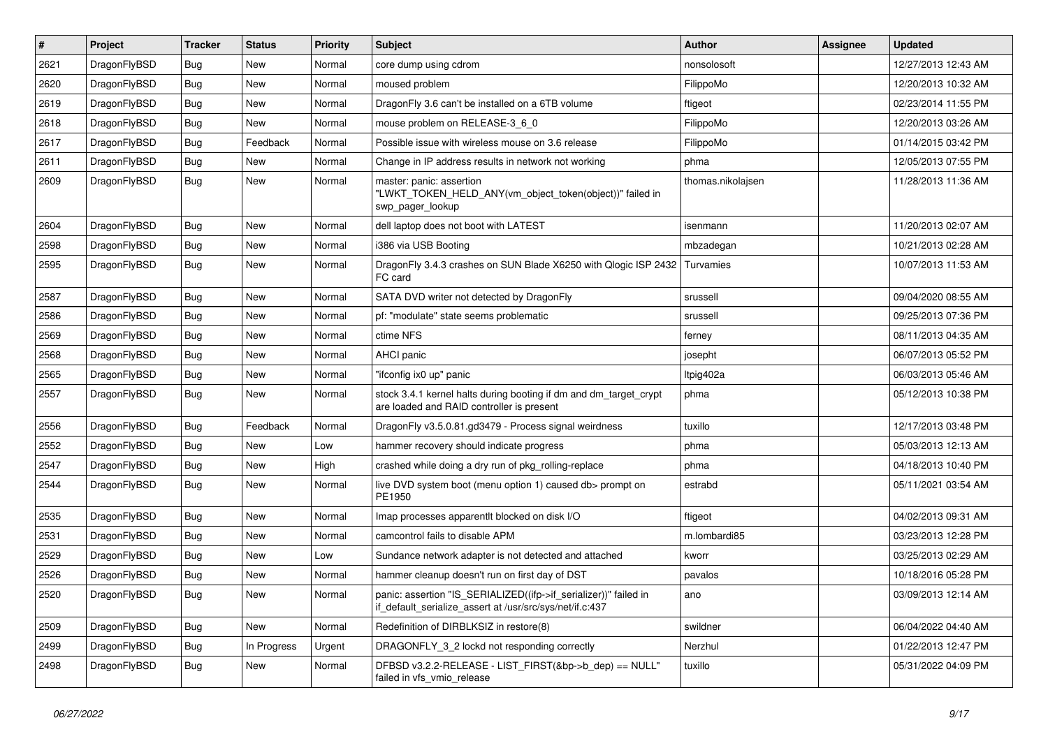| # | Project | Tracker | Status | Priority | Subject | Author | Assignee | Updated |
| --- | --- | --- | --- | --- | --- | --- | --- | --- |
| 2621 | DragonFlyBSD | Bug | New | Normal | core dump using cdrom | nonsolosoft | | 12/27/2013 12:43 AM |
| 2620 | DragonFlyBSD | Bug | New | Normal | moused problem | FilippoMo | | 12/20/2013 10:32 AM |
| 2619 | DragonFlyBSD | Bug | New | Normal | DragonFly 3.6 can't be installed on a 6TB volume | ftigeot | | 02/23/2014 11:55 PM |
| 2618 | DragonFlyBSD | Bug | New | Normal | mouse problem on RELEASE-3_6_0 | FilippoMo | | 12/20/2013 03:26 AM |
| 2617 | DragonFlyBSD | Bug | Feedback | Normal | Possible issue with wireless mouse on 3.6 release | FilippoMo | | 01/14/2015 03:42 PM |
| 2611 | DragonFlyBSD | Bug | New | Normal | Change in IP address results in network not working | phma | | 12/05/2013 07:55 PM |
| 2609 | DragonFlyBSD | Bug | New | Normal | master: panic: assertion "LWKT_TOKEN_HELD_ANY(vm_object_token(object))" failed in swp_pager_lookup | thomas.nikolajsen | | 11/28/2013 11:36 AM |
| 2604 | DragonFlyBSD | Bug | New | Normal | dell laptop does not boot with LATEST | isenmann | | 11/20/2013 02:07 AM |
| 2598 | DragonFlyBSD | Bug | New | Normal | i386 via USB Booting | mbzadegan | | 10/21/2013 02:28 AM |
| 2595 | DragonFlyBSD | Bug | New | Normal | DragonFly 3.4.3 crashes on SUN Blade X6250 with Qlogic ISP 2432 FC card | Turvamies | | 10/07/2013 11:53 AM |
| 2587 | DragonFlyBSD | Bug | New | Normal | SATA DVD writer not detected by DragonFly | srussell | | 09/04/2020 08:55 AM |
| 2586 | DragonFlyBSD | Bug | New | Normal | pf: "modulate" state seems problematic | srussell | | 09/25/2013 07:36 PM |
| 2569 | DragonFlyBSD | Bug | New | Normal | ctime NFS | ferney | | 08/11/2013 04:35 AM |
| 2568 | DragonFlyBSD | Bug | New | Normal | AHCI panic | josepht | | 06/07/2013 05:52 PM |
| 2565 | DragonFlyBSD | Bug | New | Normal | "ifconfig ix0 up" panic | ltpig402a | | 06/03/2013 05:46 AM |
| 2557 | DragonFlyBSD | Bug | New | Normal | stock 3.4.1 kernel halts during booting if dm and dm_target_crypt are loaded and RAID controller is present | phma | | 05/12/2013 10:38 PM |
| 2556 | DragonFlyBSD | Bug | Feedback | Normal | DragonFly v3.5.0.81.gd3479 - Process signal weirdness | tuxillo | | 12/17/2013 03:48 PM |
| 2552 | DragonFlyBSD | Bug | New | Low | hammer recovery should indicate progress | phma | | 05/03/2013 12:13 AM |
| 2547 | DragonFlyBSD | Bug | New | High | crashed while doing a dry run of pkg_rolling-replace | phma | | 04/18/2013 10:40 PM |
| 2544 | DragonFlyBSD | Bug | New | Normal | live DVD system boot (menu option 1) caused db> prompt on PE1950 | estrabd | | 05/11/2021 03:54 AM |
| 2535 | DragonFlyBSD | Bug | New | Normal | Imap processes apparentlt blocked on disk I/O | ftigeot | | 04/02/2013 09:31 AM |
| 2531 | DragonFlyBSD | Bug | New | Normal | camcontrol fails to disable APM | m.lombardi85 | | 03/23/2013 12:28 PM |
| 2529 | DragonFlyBSD | Bug | New | Low | Sundance network adapter is not detected and attached | kworr | | 03/25/2013 02:29 AM |
| 2526 | DragonFlyBSD | Bug | New | Normal | hammer cleanup doesn't run on first day of DST | pavalos | | 10/18/2016 05:28 PM |
| 2520 | DragonFlyBSD | Bug | New | Normal | panic: assertion "IS_SERIALIZED((ifp->if_serializer))" failed in if_default_serialize_assert at /usr/src/sys/net/if.c:437 | ano | | 03/09/2013 12:14 AM |
| 2509 | DragonFlyBSD | Bug | New | Normal | Redefinition of DIRBLKSIZ in restore(8) | swildner | | 06/04/2022 04:40 AM |
| 2499 | DragonFlyBSD | Bug | In Progress | Urgent | DRAGONFLY_3_2 lockd not responding correctly | Nerzhul | | 01/22/2013 12:47 PM |
| 2498 | DragonFlyBSD | Bug | New | Normal | DFBSD v3.2.2-RELEASE - LIST_FIRST(&bp->b_dep) == NULL" failed in vfs_vmio_release | tuxillo | | 05/31/2022 04:09 PM |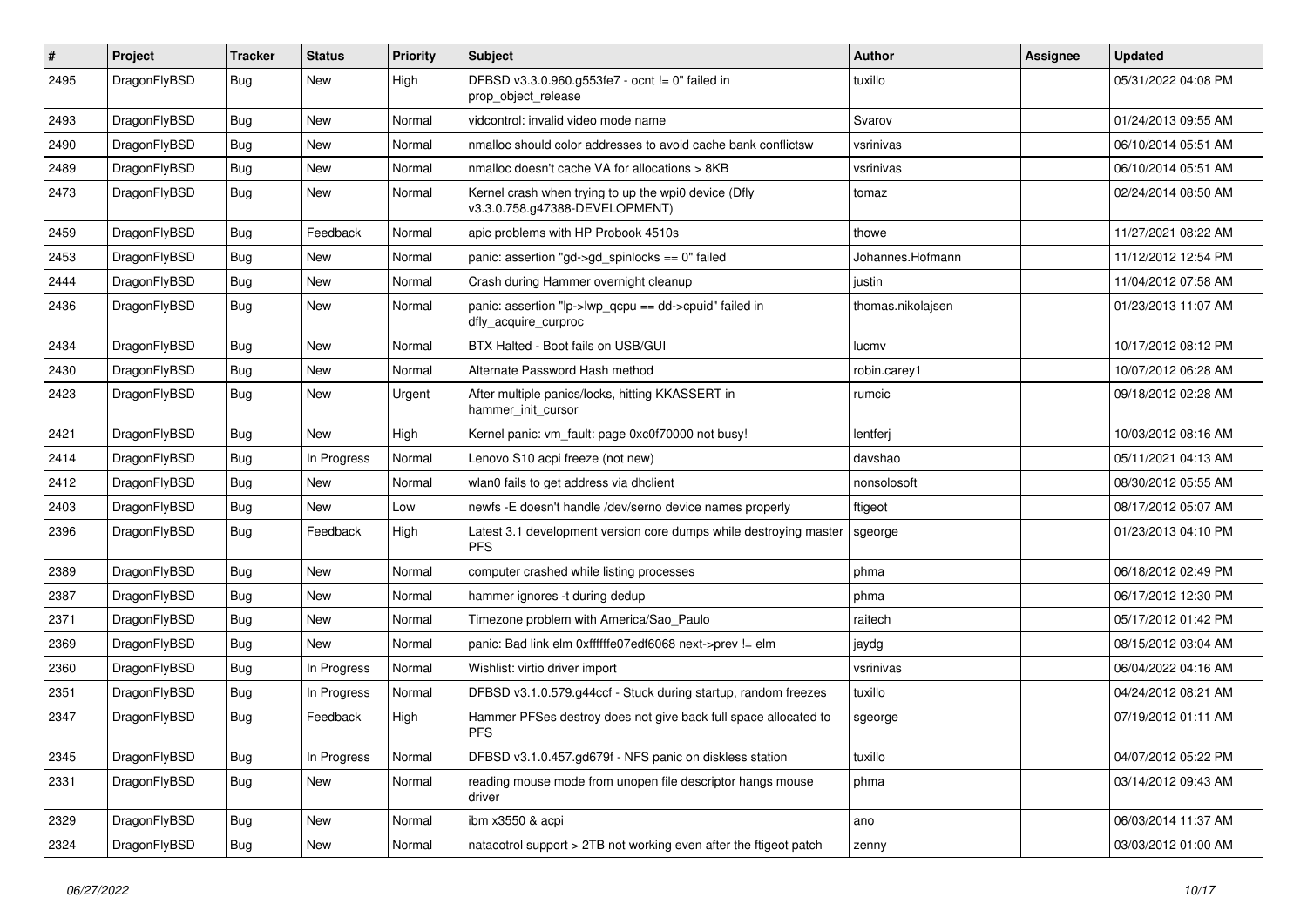| # | Project | Tracker | Status | Priority | Subject | Author | Assignee | Updated |
|---|---|---|---|---|---|---|---|---|
| 2495 | DragonFlyBSD | Bug | New | High | DFBSD v3.3.0.960.g553fe7 - ocnt != 0" failed in prop_object_release | tuxillo | | 05/31/2022 04:08 PM |
| 2493 | DragonFlyBSD | Bug | New | Normal | vidcontrol: invalid video mode name | Svarov | | 01/24/2013 09:55 AM |
| 2490 | DragonFlyBSD | Bug | New | Normal | nmalloc should color addresses to avoid cache bank conflictsw | vsrinivas | | 06/10/2014 05:51 AM |
| 2489 | DragonFlyBSD | Bug | New | Normal | nmalloc doesn't cache VA for allocations > 8KB | vsrinivas | | 06/10/2014 05:51 AM |
| 2473 | DragonFlyBSD | Bug | New | Normal | Kernel crash when trying to up the wpi0 device (Dfly v3.3.0.758.g47388-DEVELOPMENT) | tomaz | | 02/24/2014 08:50 AM |
| 2459 | DragonFlyBSD | Bug | Feedback | Normal | apic problems with HP Probook 4510s | thowe | | 11/27/2021 08:22 AM |
| 2453 | DragonFlyBSD | Bug | New | Normal | panic: assertion "gd->gd_spinlocks == 0" failed | Johannes.Hofmann | | 11/12/2012 12:54 PM |
| 2444 | DragonFlyBSD | Bug | New | Normal | Crash during Hammer overnight cleanup | justin | | 11/04/2012 07:58 AM |
| 2436 | DragonFlyBSD | Bug | New | Normal | panic: assertion "lp->lwp_qcpu == dd->cpuid" failed in dfly_acquire_curproc | thomas.nikolajsen | | 01/23/2013 11:07 AM |
| 2434 | DragonFlyBSD | Bug | New | Normal | BTX Halted - Boot fails on USB/GUI | lucmv | | 10/17/2012 08:12 PM |
| 2430 | DragonFlyBSD | Bug | New | Normal | Alternate Password Hash method | robin.carey1 | | 10/07/2012 06:28 AM |
| 2423 | DragonFlyBSD | Bug | New | Urgent | After multiple panics/locks, hitting KKASSERT in hammer_init_cursor | rumcic | | 09/18/2012 02:28 AM |
| 2421 | DragonFlyBSD | Bug | New | High | Kernel panic: vm_fault: page 0xc0f70000 not busy! | lentferj | | 10/03/2012 08:16 AM |
| 2414 | DragonFlyBSD | Bug | In Progress | Normal | Lenovo S10 acpi freeze (not new) | davshao | | 05/11/2021 04:13 AM |
| 2412 | DragonFlyBSD | Bug | New | Normal | wlan0 fails to get address via dhclient | nonsolosoft | | 08/30/2012 05:55 AM |
| 2403 | DragonFlyBSD | Bug | New | Low | newfs -E doesn't handle /dev/serno device names properly | ftigeot | | 08/17/2012 05:07 AM |
| 2396 | DragonFlyBSD | Bug | Feedback | High | Latest 3.1 development version core dumps while destroying master PFS | sgeorge | | 01/23/2013 04:10 PM |
| 2389 | DragonFlyBSD | Bug | New | Normal | computer crashed while listing processes | phma | | 06/18/2012 02:49 PM |
| 2387 | DragonFlyBSD | Bug | New | Normal | hammer ignores -t during dedup | phma | | 06/17/2012 12:30 PM |
| 2371 | DragonFlyBSD | Bug | New | Normal | Timezone problem with America/Sao_Paulo | raitech | | 05/17/2012 01:42 PM |
| 2369 | DragonFlyBSD | Bug | New | Normal | panic: Bad link elm 0xffffffe07edf6068 next->prev != elm | jaydg | | 08/15/2012 03:04 AM |
| 2360 | DragonFlyBSD | Bug | In Progress | Normal | Wishlist: virtio driver import | vsrinivas | | 06/04/2022 04:16 AM |
| 2351 | DragonFlyBSD | Bug | In Progress | Normal | DFBSD v3.1.0.579.g44ccf - Stuck during startup, random freezes | tuxillo | | 04/24/2012 08:21 AM |
| 2347 | DragonFlyBSD | Bug | Feedback | High | Hammer PFSes destroy does not give back full space allocated to PFS | sgeorge | | 07/19/2012 01:11 AM |
| 2345 | DragonFlyBSD | Bug | In Progress | Normal | DFBSD v3.1.0.457.gd679f - NFS panic on diskless station | tuxillo | | 04/07/2012 05:22 PM |
| 2331 | DragonFlyBSD | Bug | New | Normal | reading mouse mode from unopen file descriptor hangs mouse driver | phma | | 03/14/2012 09:43 AM |
| 2329 | DragonFlyBSD | Bug | New | Normal | ibm x3550 & acpi | ano | | 06/03/2014 11:37 AM |
| 2324 | DragonFlyBSD | Bug | New | Normal | natacotrol support > 2TB not working even after the ftigeot patch | zenny | | 03/03/2012 01:00 AM |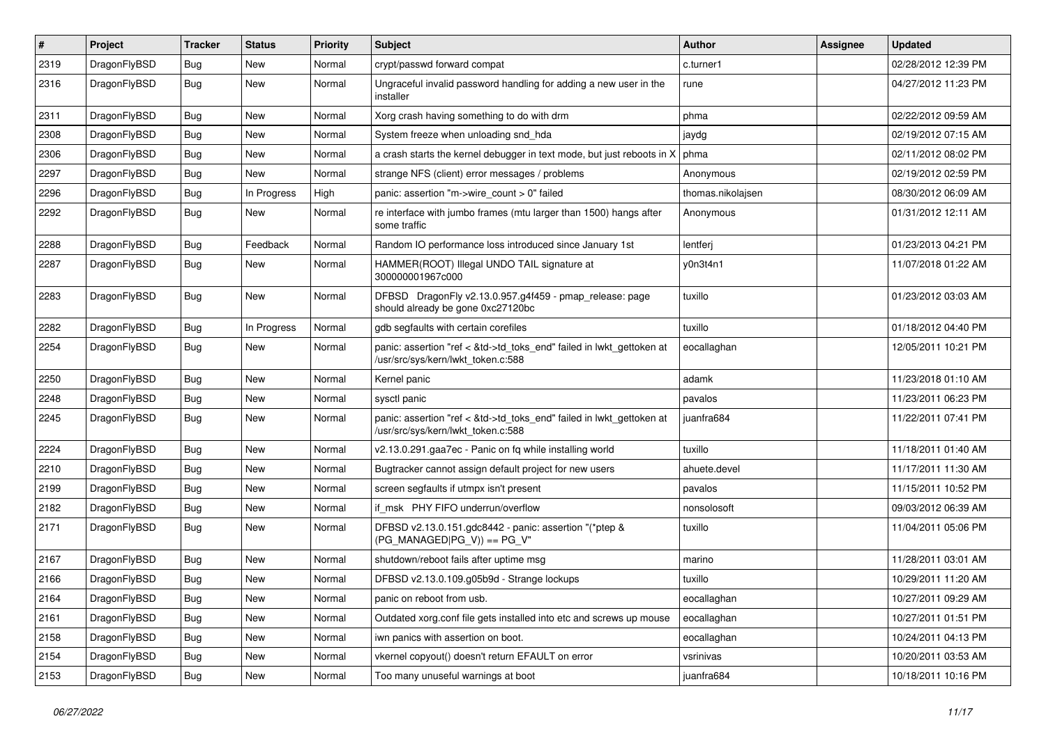| # | Project | Tracker | Status | Priority | Subject | Author | Assignee | Updated |
|---|---|---|---|---|---|---|---|---|
| 2319 | DragonFlyBSD | Bug | New | Normal | crypt/passwd forward compat | c.turner1 | | 02/28/2012 12:39 PM |
| 2316 | DragonFlyBSD | Bug | New | Normal | Ungraceful invalid password handling for adding a new user in the installer | rune | | 04/27/2012 11:23 PM |
| 2311 | DragonFlyBSD | Bug | New | Normal | Xorg crash having something to do with drm | phma | | 02/22/2012 09:59 AM |
| 2308 | DragonFlyBSD | Bug | New | Normal | System freeze when unloading snd_hda | jaydg | | 02/19/2012 07:15 AM |
| 2306 | DragonFlyBSD | Bug | New | Normal | a crash starts the kernel debugger in text mode, but just reboots in X | phma | | 02/11/2012 08:02 PM |
| 2297 | DragonFlyBSD | Bug | New | Normal | strange NFS (client) error messages / problems | Anonymous | | 02/19/2012 02:59 PM |
| 2296 | DragonFlyBSD | Bug | In Progress | High | panic: assertion "m->wire_count > 0" failed | thomas.nikolajsen | | 08/30/2012 06:09 AM |
| 2292 | DragonFlyBSD | Bug | New | Normal | re interface with jumbo frames (mtu larger than 1500) hangs after some traffic | Anonymous | | 01/31/2012 12:11 AM |
| 2288 | DragonFlyBSD | Bug | Feedback | Normal | Random IO performance loss introduced since January 1st | lentferj | | 01/23/2013 04:21 PM |
| 2287 | DragonFlyBSD | Bug | New | Normal | HAMMER(ROOT) Illegal UNDO TAIL signature at 300000001967c000 | y0n3t4n1 | | 11/07/2018 01:22 AM |
| 2283 | DragonFlyBSD | Bug | New | Normal | DFBSD DragonFly v2.13.0.957.g4f459 - pmap_release: page should already be gone 0xc27120bc | tuxillo | | 01/23/2012 03:03 AM |
| 2282 | DragonFlyBSD | Bug | In Progress | Normal | gdb segfaults with certain corefiles | tuxillo | | 01/18/2012 04:40 PM |
| 2254 | DragonFlyBSD | Bug | New | Normal | panic: assertion "ref < &td->td_toks_end" failed in lwkt_gettoken at /usr/src/sys/kern/lwkt_token.c:588 | eocallaghan | | 12/05/2011 10:21 PM |
| 2250 | DragonFlyBSD | Bug | New | Normal | Kernel panic | adamk | | 11/23/2018 01:10 AM |
| 2248 | DragonFlyBSD | Bug | New | Normal | sysctl panic | pavalos | | 11/23/2011 06:23 PM |
| 2245 | DragonFlyBSD | Bug | New | Normal | panic: assertion "ref < &td->td_toks_end" failed in lwkt_gettoken at /usr/src/sys/kern/lwkt_token.c:588 | juanfra684 | | 11/22/2011 07:41 PM |
| 2224 | DragonFlyBSD | Bug | New | Normal | v2.13.0.291.gaa7ec - Panic on fq while installing world | tuxillo | | 11/18/2011 01:40 AM |
| 2210 | DragonFlyBSD | Bug | New | Normal | Bugtracker cannot assign default project for new users | ahuete.devel | | 11/17/2011 11:30 AM |
| 2199 | DragonFlyBSD | Bug | New | Normal | screen segfaults if utmpx isn't present | pavalos | | 11/15/2011 10:52 PM |
| 2182 | DragonFlyBSD | Bug | New | Normal | if_msk PHY FIFO underrun/overflow | nonsolosoft | | 09/03/2012 06:39 AM |
| 2171 | DragonFlyBSD | Bug | New | Normal | DFBSD v2.13.0.151.gdc8442 - panic: assertion "(*ptep & (PG_MANAGED\|PG_V)) == PG_V" | tuxillo | | 11/04/2011 05:06 PM |
| 2167 | DragonFlyBSD | Bug | New | Normal | shutdown/reboot fails after uptime msg | marino | | 11/28/2011 03:01 AM |
| 2166 | DragonFlyBSD | Bug | New | Normal | DFBSD v2.13.0.109.g05b9d - Strange lockups | tuxillo | | 10/29/2011 11:20 AM |
| 2164 | DragonFlyBSD | Bug | New | Normal | panic on reboot from usb. | eocallaghan | | 10/27/2011 09:29 AM |
| 2161 | DragonFlyBSD | Bug | New | Normal | Outdated xorg.conf file gets installed into etc and screws up mouse | eocallaghan | | 10/27/2011 01:51 PM |
| 2158 | DragonFlyBSD | Bug | New | Normal | iwn panics with assertion on boot. | eocallaghan | | 10/24/2011 04:13 PM |
| 2154 | DragonFlyBSD | Bug | New | Normal | vkernel copyout() doesn't return EFAULT on error | vsrinivas | | 10/20/2011 03:53 AM |
| 2153 | DragonFlyBSD | Bug | New | Normal | Too many unuseful warnings at boot | juanfra684 | | 10/18/2011 10:16 PM |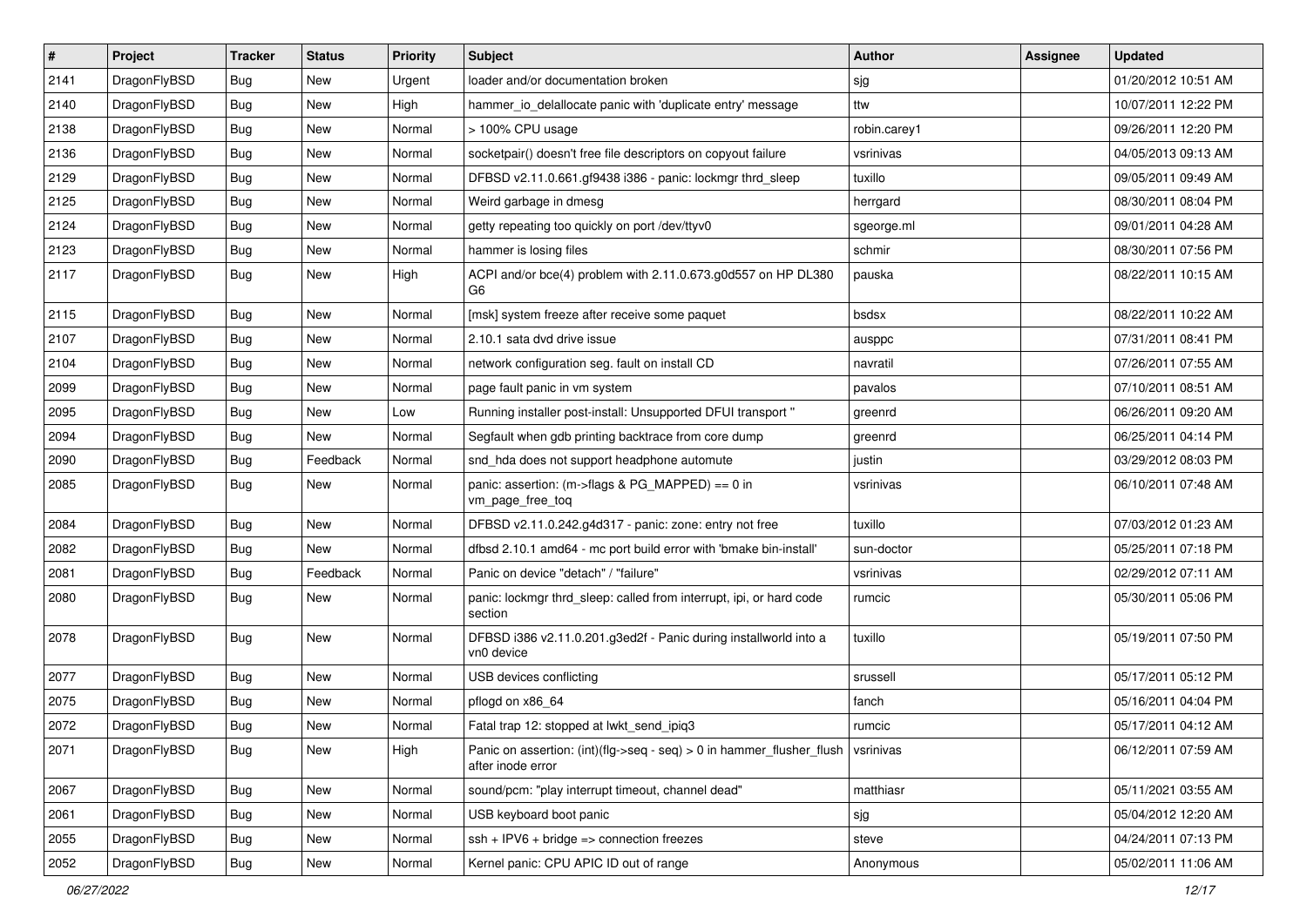| # | Project | Tracker | Status | Priority | Subject | Author | Assignee | Updated |
|---|---|---|---|---|---|---|---|---|
| 2141 | DragonFlyBSD | Bug | New | Urgent | loader and/or documentation broken | sjg | | 01/20/2012 10:51 AM |
| 2140 | DragonFlyBSD | Bug | New | High | hammer_io_delallocate panic with 'duplicate entry' message | ttw | | 10/07/2011 12:22 PM |
| 2138 | DragonFlyBSD | Bug | New | Normal | > 100% CPU usage | robin.carey1 | | 09/26/2011 12:20 PM |
| 2136 | DragonFlyBSD | Bug | New | Normal | socketpair() doesn't free file descriptors on copyout failure | vsrinivas | | 04/05/2013 09:13 AM |
| 2129 | DragonFlyBSD | Bug | New | Normal | DFBSD v2.11.0.661.gf9438 i386 - panic: lockmgr thrd_sleep | tuxillo | | 09/05/2011 09:49 AM |
| 2125 | DragonFlyBSD | Bug | New | Normal | Weird garbage in dmesg | herrgard | | 08/30/2011 08:04 PM |
| 2124 | DragonFlyBSD | Bug | New | Normal | getty repeating too quickly on port /dev/ttyv0 | sgeorge.ml | | 09/01/2011 04:28 AM |
| 2123 | DragonFlyBSD | Bug | New | Normal | hammer is losing files | schmir | | 08/30/2011 07:56 PM |
| 2117 | DragonFlyBSD | Bug | New | High | ACPI and/or bce(4) problem with 2.11.0.673.g0d557 on HP DL380 G6 | pauska | | 08/22/2011 10:15 AM |
| 2115 | DragonFlyBSD | Bug | New | Normal | [msk] system freeze after receive some paquet | bsdsx | | 08/22/2011 10:22 AM |
| 2107 | DragonFlyBSD | Bug | New | Normal | 2.10.1 sata dvd drive issue | ausppc | | 07/31/2011 08:41 PM |
| 2104 | DragonFlyBSD | Bug | New | Normal | network configuration seg. fault on install CD | navratil | | 07/26/2011 07:55 AM |
| 2099 | DragonFlyBSD | Bug | New | Normal | page fault panic in vm system | pavalos | | 07/10/2011 08:51 AM |
| 2095 | DragonFlyBSD | Bug | New | Low | Running installer post-install: Unsupported DFUI transport " | greenrd | | 06/26/2011 09:20 AM |
| 2094 | DragonFlyBSD | Bug | New | Normal | Segfault when gdb printing backtrace from core dump | greenrd | | 06/25/2011 04:14 PM |
| 2090 | DragonFlyBSD | Bug | Feedback | Normal | snd_hda does not support headphone automute | justin | | 03/29/2012 08:03 PM |
| 2085 | DragonFlyBSD | Bug | New | Normal | panic: assertion: (m->flags & PG_MAPPED) == 0 in vm_page_free_toq | vsrinivas | | 06/10/2011 07:48 AM |
| 2084 | DragonFlyBSD | Bug | New | Normal | DFBSD v2.11.0.242.g4d317 - panic: zone: entry not free | tuxillo | | 07/03/2012 01:23 AM |
| 2082 | DragonFlyBSD | Bug | New | Normal | dfbsd 2.10.1 amd64 - mc port build error with 'bmake bin-install' | sun-doctor | | 05/25/2011 07:18 PM |
| 2081 | DragonFlyBSD | Bug | Feedback | Normal | Panic on device "detach" / "failure" | vsrinivas | | 02/29/2012 07:11 AM |
| 2080 | DragonFlyBSD | Bug | New | Normal | panic: lockmgr thrd_sleep: called from interrupt, ipi, or hard code section | rumcic | | 05/30/2011 05:06 PM |
| 2078 | DragonFlyBSD | Bug | New | Normal | DFBSD i386 v2.11.0.201.g3ed2f - Panic during installworld into a vn0 device | tuxillo | | 05/19/2011 07:50 PM |
| 2077 | DragonFlyBSD | Bug | New | Normal | USB devices conflicting | srussell | | 05/17/2011 05:12 PM |
| 2075 | DragonFlyBSD | Bug | New | Normal | pflogd on x86_64 | fanch | | 05/16/2011 04:04 PM |
| 2072 | DragonFlyBSD | Bug | New | Normal | Fatal trap 12: stopped at lwkt_send_ipiq3 | rumcic | | 05/17/2011 04:12 AM |
| 2071 | DragonFlyBSD | Bug | New | High | Panic on assertion: (int)(flg->seq - seq) > 0 in hammer_flusher_flush after inode error | vsrinivas | | 06/12/2011 07:59 AM |
| 2067 | DragonFlyBSD | Bug | New | Normal | sound/pcm: "play interrupt timeout, channel dead" | matthiasr | | 05/11/2021 03:55 AM |
| 2061 | DragonFlyBSD | Bug | New | Normal | USB keyboard boot panic | sjg | | 05/04/2012 12:20 AM |
| 2055 | DragonFlyBSD | Bug | New | Normal | ssh + IPV6 + bridge => connection freezes | steve | | 04/24/2011 07:13 PM |
| 2052 | DragonFlyBSD | Bug | New | Normal | Kernel panic: CPU APIC ID out of range | Anonymous | | 05/02/2011 11:06 AM |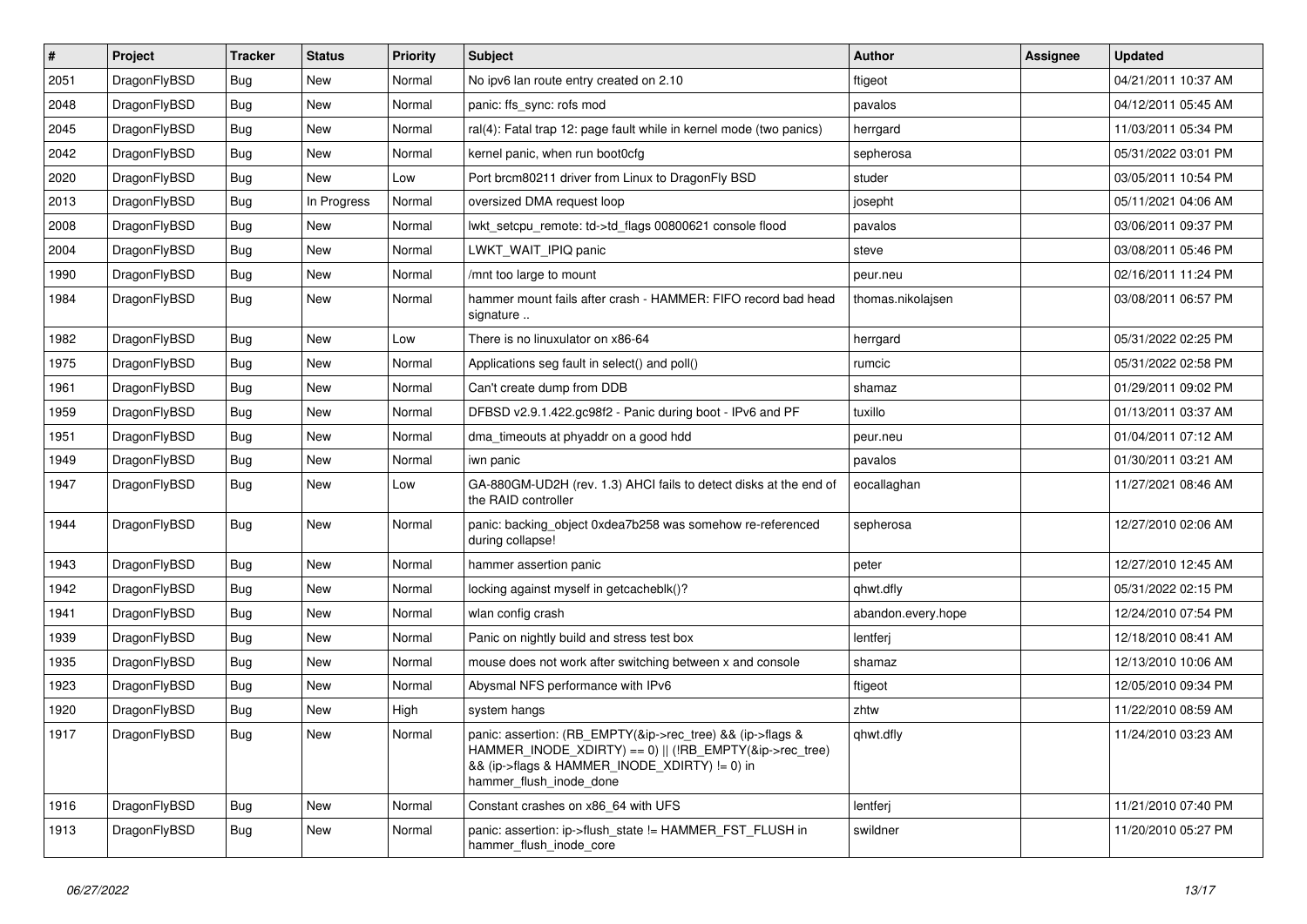| # | Project | Tracker | Status | Priority | Subject | Author | Assignee | Updated |
| --- | --- | --- | --- | --- | --- | --- | --- | --- |
| 2051 | DragonFlyBSD | Bug | New | Normal | No ipv6 lan route entry created on 2.10 | ftigeot | | 04/21/2011 10:37 AM |
| 2048 | DragonFlyBSD | Bug | New | Normal | panic: ffs_sync: rofs mod | pavalos | | 04/12/2011 05:45 AM |
| 2045 | DragonFlyBSD | Bug | New | Normal | ral(4): Fatal trap 12: page fault while in kernel mode (two panics) | herrgard | | 11/03/2011 05:34 PM |
| 2042 | DragonFlyBSD | Bug | New | Normal | kernel panic, when run boot0cfg | sepherosa | | 05/31/2022 03:01 PM |
| 2020 | DragonFlyBSD | Bug | New | Low | Port brcm80211 driver from Linux to DragonFly BSD | studer | | 03/05/2011 10:54 PM |
| 2013 | DragonFlyBSD | Bug | In Progress | Normal | oversized DMA request loop | josepht | | 05/11/2021 04:06 AM |
| 2008 | DragonFlyBSD | Bug | New | Normal | lwkt_setcpu_remote: td->td_flags 00800621 console flood | pavalos | | 03/06/2011 09:37 PM |
| 2004 | DragonFlyBSD | Bug | New | Normal | LWKT_WAIT_IPIQ panic | steve | | 03/08/2011 05:46 PM |
| 1990 | DragonFlyBSD | Bug | New | Normal | /mnt too large to mount | peur.neu | | 02/16/2011 11:24 PM |
| 1984 | DragonFlyBSD | Bug | New | Normal | hammer mount fails after crash - HAMMER: FIFO record bad head signature .. | thomas.nikolajsen | | 03/08/2011 06:57 PM |
| 1982 | DragonFlyBSD | Bug | New | Low | There is no linuxulator on x86-64 | herrgard | | 05/31/2022 02:25 PM |
| 1975 | DragonFlyBSD | Bug | New | Normal | Applications seg fault in select() and poll() | rumcic | | 05/31/2022 02:58 PM |
| 1961 | DragonFlyBSD | Bug | New | Normal | Can't create dump from DDB | shamaz | | 01/29/2011 09:02 PM |
| 1959 | DragonFlyBSD | Bug | New | Normal | DFBSD v2.9.1.422.gc98f2 - Panic during boot - IPv6 and PF | tuxillo | | 01/13/2011 03:37 AM |
| 1951 | DragonFlyBSD | Bug | New | Normal | dma_timeouts at phyaddr on a good hdd | peur.neu | | 01/04/2011 07:12 AM |
| 1949 | DragonFlyBSD | Bug | New | Normal | iwn panic | pavalos | | 01/30/2011 03:21 AM |
| 1947 | DragonFlyBSD | Bug | New | Low | GA-880GM-UD2H (rev. 1.3) AHCI fails to detect disks at the end of the RAID controller | eocallaghan | | 11/27/2021 08:46 AM |
| 1944 | DragonFlyBSD | Bug | New | Normal | panic: backing_object 0xdea7b258 was somehow re-referenced during collapse! | sepherosa | | 12/27/2010 02:06 AM |
| 1943 | DragonFlyBSD | Bug | New | Normal | hammer assertion panic | peter | | 12/27/2010 12:45 AM |
| 1942 | DragonFlyBSD | Bug | New | Normal | locking against myself in getcacheblk()? | qhwt.dfly | | 05/31/2022 02:15 PM |
| 1941 | DragonFlyBSD | Bug | New | Normal | wlan config crash | abandon.every.hope | | 12/24/2010 07:54 PM |
| 1939 | DragonFlyBSD | Bug | New | Normal | Panic on nightly build and stress test box | lentferj | | 12/18/2010 08:41 AM |
| 1935 | DragonFlyBSD | Bug | New | Normal | mouse does not work after switching between x and console | shamaz | | 12/13/2010 10:06 AM |
| 1923 | DragonFlyBSD | Bug | New | Normal | Abysmal NFS performance with IPv6 | ftigeot | | 12/05/2010 09:34 PM |
| 1920 | DragonFlyBSD | Bug | New | High | system hangs | zhtw | | 11/22/2010 08:59 AM |
| 1917 | DragonFlyBSD | Bug | New | Normal | panic: assertion: (RB_EMPTY(&ip->rec_tree) && (ip->flags & HAMMER_INODE_XDIRTY) == 0) \|\| (!RB_EMPTY(&ip->rec_tree) && (ip->flags & HAMMER_INODE_XDIRTY) != 0) in hammer_flush_inode_done | qhwt.dfly | | 11/24/2010 03:23 AM |
| 1916 | DragonFlyBSD | Bug | New | Normal | Constant crashes on x86_64 with UFS | lentferj | | 11/21/2010 07:40 PM |
| 1913 | DragonFlyBSD | Bug | New | Normal | panic: assertion: ip->flush_state != HAMMER_FST_FLUSH in hammer_flush_inode_core | swildner | | 11/20/2010 05:27 PM |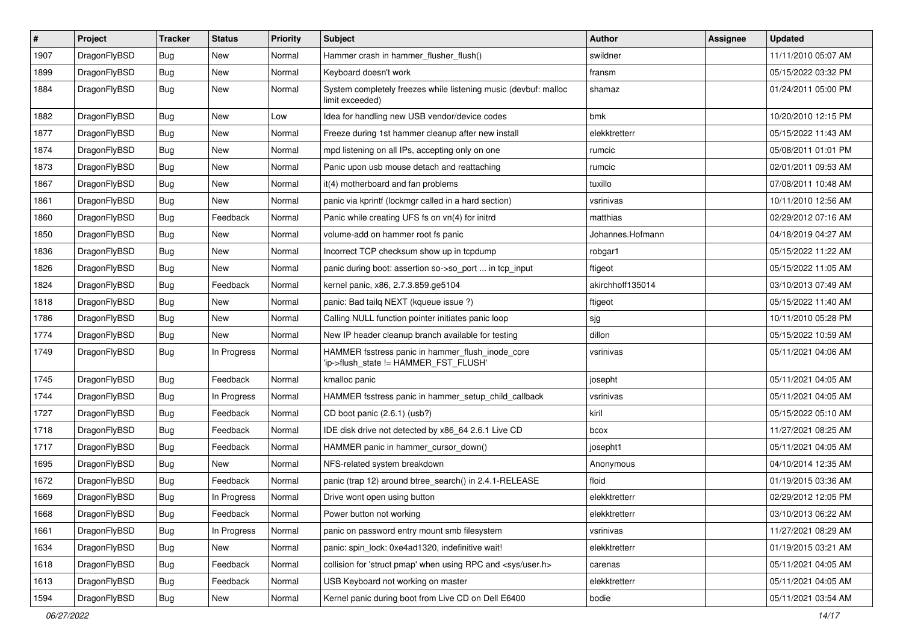| # | Project | Tracker | Status | Priority | Subject | Author | Assignee | Updated |
|---|---|---|---|---|---|---|---|---|
| 1907 | DragonFlyBSD | Bug | New | Normal | Hammer crash in hammer_flusher_flush() | swildner | | 11/11/2010 05:07 AM |
| 1899 | DragonFlyBSD | Bug | New | Normal | Keyboard doesn't work | fransm | | 05/15/2022 03:32 PM |
| 1884 | DragonFlyBSD | Bug | New | Normal | System completely freezes while listening music (devbuf: malloc limit exceeded) | shamaz | | 01/24/2011 05:00 PM |
| 1882 | DragonFlyBSD | Bug | New | Low | Idea for handling new USB vendor/device codes | bmk | | 10/20/2010 12:15 PM |
| 1877 | DragonFlyBSD | Bug | New | Normal | Freeze during 1st hammer cleanup after new install | elekktretterr | | 05/15/2022 11:43 AM |
| 1874 | DragonFlyBSD | Bug | New | Normal | mpd listening on all IPs, accepting only on one | rumcic | | 05/08/2011 01:01 PM |
| 1873 | DragonFlyBSD | Bug | New | Normal | Panic upon usb mouse detach and reattaching | rumcic | | 02/01/2011 09:53 AM |
| 1867 | DragonFlyBSD | Bug | New | Normal | it(4) motherboard and fan problems | tuxillo | | 07/08/2011 10:48 AM |
| 1861 | DragonFlyBSD | Bug | New | Normal | panic via kprintf (lockmgr called in a hard section) | vsrinivas | | 10/11/2010 12:56 AM |
| 1860 | DragonFlyBSD | Bug | Feedback | Normal | Panic while creating UFS fs on vn(4) for initrd | matthias | | 02/29/2012 07:16 AM |
| 1850 | DragonFlyBSD | Bug | New | Normal | volume-add on hammer root fs panic | Johannes.Hofmann | | 04/18/2019 04:27 AM |
| 1836 | DragonFlyBSD | Bug | New | Normal | Incorrect TCP checksum show up in tcpdump | robgar1 | | 05/15/2022 11:22 AM |
| 1826 | DragonFlyBSD | Bug | New | Normal | panic during boot: assertion so->so_port ... in tcp_input | ftigeot | | 05/15/2022 11:05 AM |
| 1824 | DragonFlyBSD | Bug | Feedback | Normal | kernel panic, x86, 2.7.3.859.ge5104 | akirchhoff135014 | | 03/10/2013 07:49 AM |
| 1818 | DragonFlyBSD | Bug | New | Normal | panic: Bad tailq NEXT (kqueue issue ?) | ftigeot | | 05/15/2022 11:40 AM |
| 1786 | DragonFlyBSD | Bug | New | Normal | Calling NULL function pointer initiates panic loop | sjg | | 10/11/2010 05:28 PM |
| 1774 | DragonFlyBSD | Bug | New | Normal | New IP header cleanup branch available for testing | dillon | | 05/15/2022 10:59 AM |
| 1749 | DragonFlyBSD | Bug | In Progress | Normal | HAMMER fsstress panic in hammer_flush_inode_core 'ip->flush_state != HAMMER_FST_FLUSH' | vsrinivas | | 05/11/2021 04:06 AM |
| 1745 | DragonFlyBSD | Bug | Feedback | Normal | kmalloc panic | josepht | | 05/11/2021 04:05 AM |
| 1744 | DragonFlyBSD | Bug | In Progress | Normal | HAMMER fsstress panic in hammer_setup_child_callback | vsrinivas | | 05/11/2021 04:05 AM |
| 1727 | DragonFlyBSD | Bug | Feedback | Normal | CD boot panic (2.6.1) (usb?) | kiril | | 05/15/2022 05:10 AM |
| 1718 | DragonFlyBSD | Bug | Feedback | Normal | IDE disk drive not detected by x86_64 2.6.1 Live CD | bcox | | 11/27/2021 08:25 AM |
| 1717 | DragonFlyBSD | Bug | Feedback | Normal | HAMMER panic in hammer_cursor_down() | josepht1 | | 05/11/2021 04:05 AM |
| 1695 | DragonFlyBSD | Bug | New | Normal | NFS-related system breakdown | Anonymous | | 04/10/2014 12:35 AM |
| 1672 | DragonFlyBSD | Bug | Feedback | Normal | panic (trap 12) around btree_search() in 2.4.1-RELEASE | floid | | 01/19/2015 03:36 AM |
| 1669 | DragonFlyBSD | Bug | In Progress | Normal | Drive wont open using button | elekktretterr | | 02/29/2012 12:05 PM |
| 1668 | DragonFlyBSD | Bug | Feedback | Normal | Power button not working | elekktretterr | | 03/10/2013 06:22 AM |
| 1661 | DragonFlyBSD | Bug | In Progress | Normal | panic on password entry mount smb filesystem | vsrinivas | | 11/27/2021 08:29 AM |
| 1634 | DragonFlyBSD | Bug | New | Normal | panic: spin_lock: 0xe4ad1320, indefinitive wait! | elekktretterr | | 01/19/2015 03:21 AM |
| 1618 | DragonFlyBSD | Bug | Feedback | Normal | collision for 'struct pmap' when using RPC and <sys/user.h> | carenas | | 05/11/2021 04:05 AM |
| 1613 | DragonFlyBSD | Bug | Feedback | Normal | USB Keyboard not working on master | elekktretterr | | 05/11/2021 04:05 AM |
| 1594 | DragonFlyBSD | Bug | New | Normal | Kernel panic during boot from Live CD on Dell E6400 | bodie | | 05/11/2021 03:54 AM |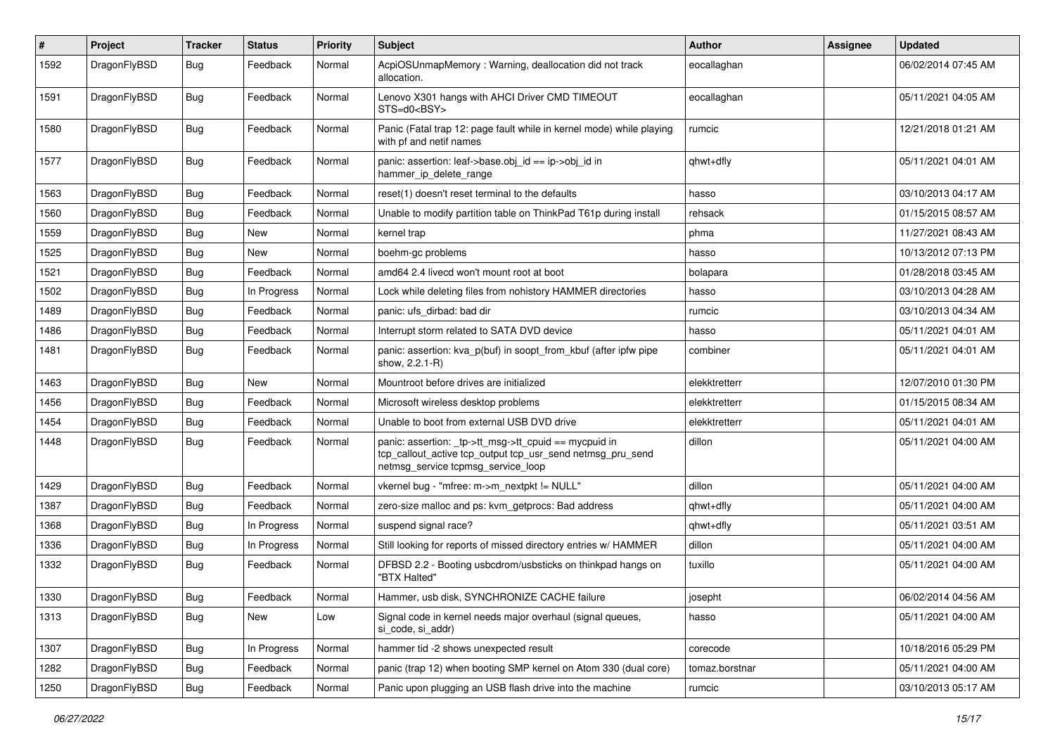| # | Project | Tracker | Status | Priority | Subject | Author | Assignee | Updated |
|---|---|---|---|---|---|---|---|---|
| 1592 | DragonFlyBSD | Bug | Feedback | Normal | AcpiOSUnmapMemory : Warning, deallocation did not track allocation. | eocallaghan | | 06/02/2014 07:45 AM |
| 1591 | DragonFlyBSD | Bug | Feedback | Normal | Lenovo X301 hangs with AHCI Driver CMD TIMEOUT STS=d0<BSY> | eocallaghan | | 05/11/2021 04:05 AM |
| 1580 | DragonFlyBSD | Bug | Feedback | Normal | Panic (Fatal trap 12: page fault while in kernel mode) while playing with pf and netif names | rumcic | | 12/21/2018 01:21 AM |
| 1577 | DragonFlyBSD | Bug | Feedback | Normal | panic: assertion: leaf->base.obj_id == ip->obj_id in hammer_ip_delete_range | qhwt+dfly | | 05/11/2021 04:01 AM |
| 1563 | DragonFlyBSD | Bug | Feedback | Normal | reset(1) doesn't reset terminal to the defaults | hasso | | 03/10/2013 04:17 AM |
| 1560 | DragonFlyBSD | Bug | Feedback | Normal | Unable to modify partition table on ThinkPad T61p during install | rehsack | | 01/15/2015 08:57 AM |
| 1559 | DragonFlyBSD | Bug | New | Normal | kernel trap | phma | | 11/27/2021 08:43 AM |
| 1525 | DragonFlyBSD | Bug | New | Normal | boehm-gc problems | hasso | | 10/13/2012 07:13 PM |
| 1521 | DragonFlyBSD | Bug | Feedback | Normal | amd64 2.4 livecd won't mount root at boot | bolapara | | 01/28/2018 03:45 AM |
| 1502 | DragonFlyBSD | Bug | In Progress | Normal | Lock while deleting files from nohistory HAMMER directories | hasso | | 03/10/2013 04:28 AM |
| 1489 | DragonFlyBSD | Bug | Feedback | Normal | panic: ufs_dirbad: bad dir | rumcic | | 03/10/2013 04:34 AM |
| 1486 | DragonFlyBSD | Bug | Feedback | Normal | Interrupt storm related to SATA DVD device | hasso | | 05/11/2021 04:01 AM |
| 1481 | DragonFlyBSD | Bug | Feedback | Normal | panic: assertion: kva_p(buf) in soopt_from_kbuf (after ipfw pipe show, 2.2.1-R) | combiner | | 05/11/2021 04:01 AM |
| 1463 | DragonFlyBSD | Bug | New | Normal | Mountroot before drives are initialized | elekktretterr | | 12/07/2010 01:30 PM |
| 1456 | DragonFlyBSD | Bug | Feedback | Normal | Microsoft wireless desktop problems | elekktretterr | | 01/15/2015 08:34 AM |
| 1454 | DragonFlyBSD | Bug | Feedback | Normal | Unable to boot from external USB DVD drive | elekktretterr | | 05/11/2021 04:01 AM |
| 1448 | DragonFlyBSD | Bug | Feedback | Normal | panic: assertion: _tp->tt_msg->tt_cpuid == mycpuid in tcp_callout_active tcp_output tcp_usr_send netmsg_pru_send netmsg_service tcpmsg_service_loop | dillon | | 05/11/2021 04:00 AM |
| 1429 | DragonFlyBSD | Bug | Feedback | Normal | vkernel bug - "mfree: m->m_nextpkt != NULL" | dillon | | 05/11/2021 04:00 AM |
| 1387 | DragonFlyBSD | Bug | Feedback | Normal | zero-size malloc and ps: kvm_getprocs: Bad address | qhwt+dfly | | 05/11/2021 04:00 AM |
| 1368 | DragonFlyBSD | Bug | In Progress | Normal | suspend signal race? | qhwt+dfly | | 05/11/2021 03:51 AM |
| 1336 | DragonFlyBSD | Bug | In Progress | Normal | Still looking for reports of missed directory entries w/ HAMMER | dillon | | 05/11/2021 04:00 AM |
| 1332 | DragonFlyBSD | Bug | Feedback | Normal | DFBSD 2.2 - Booting usbcdrom/usbsticks on thinkpad hangs on "BTX Halted" | tuxillo | | 05/11/2021 04:00 AM |
| 1330 | DragonFlyBSD | Bug | Feedback | Normal | Hammer, usb disk, SYNCHRONIZE CACHE failure | josepht | | 06/02/2014 04:56 AM |
| 1313 | DragonFlyBSD | Bug | New | Low | Signal code in kernel needs major overhaul (signal queues, si_code, si_addr) | hasso | | 05/11/2021 04:00 AM |
| 1307 | DragonFlyBSD | Bug | In Progress | Normal | hammer tid -2 shows unexpected result | corecode | | 10/18/2016 05:29 PM |
| 1282 | DragonFlyBSD | Bug | Feedback | Normal | panic (trap 12) when booting SMP kernel on Atom 330 (dual core) | tomaz.borstnar | | 05/11/2021 04:00 AM |
| 1250 | DragonFlyBSD | Bug | Feedback | Normal | Panic upon plugging an USB flash drive into the machine | rumcic | | 03/10/2013 05:17 AM |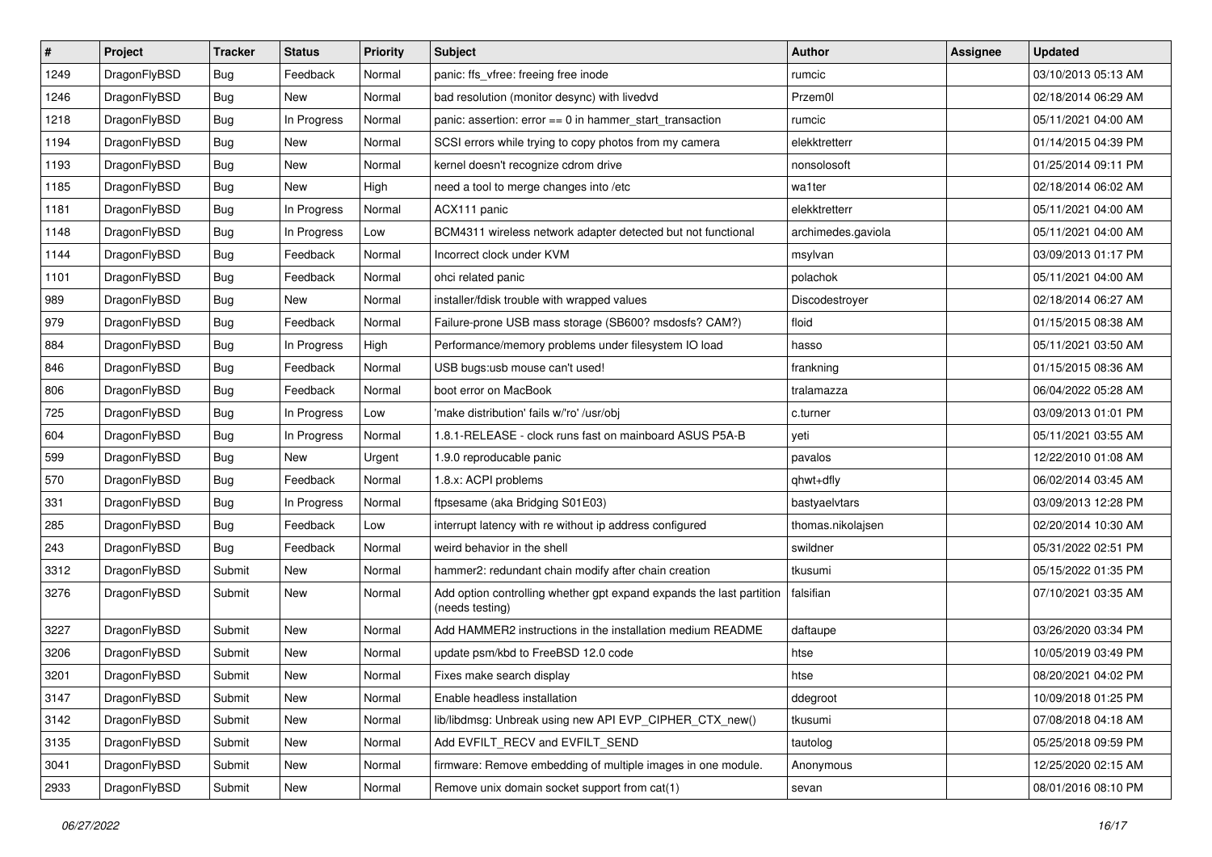| # | Project | Tracker | Status | Priority | Subject | Author | Assignee | Updated |
|---|---|---|---|---|---|---|---|---|
| 1249 | DragonFlyBSD | Bug | Feedback | Normal | panic: ffs_vfree: freeing free inode | rumcic | | 03/10/2013 05:13 AM |
| 1246 | DragonFlyBSD | Bug | New | Normal | bad resolution (monitor desync) with livedvd | Przem0l | | 02/18/2014 06:29 AM |
| 1218 | DragonFlyBSD | Bug | In Progress | Normal | panic: assertion: error == 0 in hammer_start_transaction | rumcic | | 05/11/2021 04:00 AM |
| 1194 | DragonFlyBSD | Bug | New | Normal | SCSI errors while trying to copy photos from my camera | elekktretterr | | 01/14/2015 04:39 PM |
| 1193 | DragonFlyBSD | Bug | New | Normal | kernel doesn't recognize cdrom drive | nonsolosoft | | 01/25/2014 09:11 PM |
| 1185 | DragonFlyBSD | Bug | New | High | need a tool to merge changes into /etc | wa1ter | | 02/18/2014 06:02 AM |
| 1181 | DragonFlyBSD | Bug | In Progress | Normal | ACX111 panic | elekktretterr | | 05/11/2021 04:00 AM |
| 1148 | DragonFlyBSD | Bug | In Progress | Low | BCM4311 wireless network adapter detected but not functional | archimedes.gaviola | | 05/11/2021 04:00 AM |
| 1144 | DragonFlyBSD | Bug | Feedback | Normal | Incorrect clock under KVM | msylvan | | 03/09/2013 01:17 PM |
| 1101 | DragonFlyBSD | Bug | Feedback | Normal | ohci related panic | polachok | | 05/11/2021 04:00 AM |
| 989 | DragonFlyBSD | Bug | New | Normal | installer/fdisk trouble with wrapped values | Discodestroyer | | 02/18/2014 06:27 AM |
| 979 | DragonFlyBSD | Bug | Feedback | Normal | Failure-prone USB mass storage (SB600? msdosfs? CAM?) | floid | | 01/15/2015 08:38 AM |
| 884 | DragonFlyBSD | Bug | In Progress | High | Performance/memory problems under filesystem IO load | hasso | | 05/11/2021 03:50 AM |
| 846 | DragonFlyBSD | Bug | Feedback | Normal | USB bugs:usb mouse can't used! | frankning | | 01/15/2015 08:36 AM |
| 806 | DragonFlyBSD | Bug | Feedback | Normal | boot error on MacBook | tralamazza | | 06/04/2022 05:28 AM |
| 725 | DragonFlyBSD | Bug | In Progress | Low | 'make distribution' fails w/'ro' /usr/obj | c.turner | | 03/09/2013 01:01 PM |
| 604 | DragonFlyBSD | Bug | In Progress | Normal | 1.8.1-RELEASE - clock runs fast on mainboard ASUS P5A-B | yeti | | 05/11/2021 03:55 AM |
| 599 | DragonFlyBSD | Bug | New | Urgent | 1.9.0 reproducable panic | pavalos | | 12/22/2010 01:08 AM |
| 570 | DragonFlyBSD | Bug | Feedback | Normal | 1.8.x: ACPI problems | qhwt+dfly | | 06/02/2014 03:45 AM |
| 331 | DragonFlyBSD | Bug | In Progress | Normal | ftpsesame (aka Bridging S01E03) | bastyaelvtars | | 03/09/2013 12:28 PM |
| 285 | DragonFlyBSD | Bug | Feedback | Low | interrupt latency with re without ip address configured | thomas.nikolajsen | | 02/20/2014 10:30 AM |
| 243 | DragonFlyBSD | Bug | Feedback | Normal | weird behavior in the shell | swildner | | 05/31/2022 02:51 PM |
| 3312 | DragonFlyBSD | Submit | New | Normal | hammer2: redundant chain modify after chain creation | tkusumi | | 05/15/2022 01:35 PM |
| 3276 | DragonFlyBSD | Submit | New | Normal | Add option controlling whether gpt expand expands the last partition (needs testing) | falsifian | | 07/10/2021 03:35 AM |
| 3227 | DragonFlyBSD | Submit | New | Normal | Add HAMMER2 instructions in the installation medium README | daftaupe | | 03/26/2020 03:34 PM |
| 3206 | DragonFlyBSD | Submit | New | Normal | update psm/kbd to FreeBSD 12.0 code | htse | | 10/05/2019 03:49 PM |
| 3201 | DragonFlyBSD | Submit | New | Normal | Fixes make search display | htse | | 08/20/2021 04:02 PM |
| 3147 | DragonFlyBSD | Submit | New | Normal | Enable headless installation | ddegroot | | 10/09/2018 01:25 PM |
| 3142 | DragonFlyBSD | Submit | New | Normal | lib/libdmsg: Unbreak using new API EVP_CIPHER_CTX_new() | tkusumi | | 07/08/2018 04:18 AM |
| 3135 | DragonFlyBSD | Submit | New | Normal | Add EVFILT_RECV and EVFILT_SEND | tautolog | | 05/25/2018 09:59 PM |
| 3041 | DragonFlyBSD | Submit | New | Normal | firmware: Remove embedding of multiple images in one module. | Anonymous | | 12/25/2020 02:15 AM |
| 2933 | DragonFlyBSD | Submit | New | Normal | Remove unix domain socket support from cat(1) | sevan | | 08/01/2016 08:10 PM |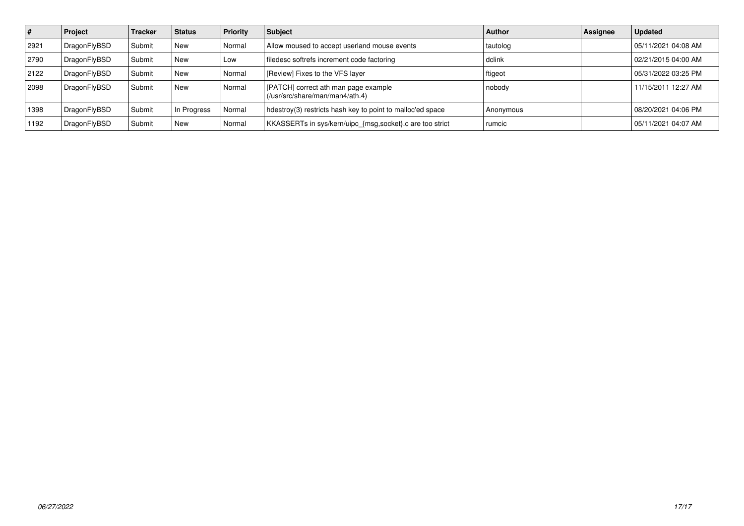| # | Project | Tracker | Status | Priority | Subject | Author | Assignee | Updated |
|---|---|---|---|---|---|---|---|---|
| 2921 | DragonFlyBSD | Submit | New | Normal | Allow moused to accept userland mouse events | tautolog | | 05/11/2021 04:08 AM |
| 2790 | DragonFlyBSD | Submit | New | Low | filedesc softrefs increment code factoring | dclink | | 02/21/2015 04:00 AM |
| 2122 | DragonFlyBSD | Submit | New | Normal | [Review] Fixes to the VFS layer | ftigeot | | 05/31/2022 03:25 PM |
| 2098 | DragonFlyBSD | Submit | New | Normal | [PATCH] correct ath man page example (/usr/src/share/man/man4/ath.4) | nobody | | 11/15/2011 12:27 AM |
| 1398 | DragonFlyBSD | Submit | In Progress | Normal | hdestroy(3) restricts hash key to point to malloc'ed space | Anonymous | | 08/20/2021 04:06 PM |
| 1192 | DragonFlyBSD | Submit | New | Normal | KKASSERTs in sys/kern/uipc_{msg,socket}.c are too strict | rumcic | | 05/11/2021 04:07 AM |